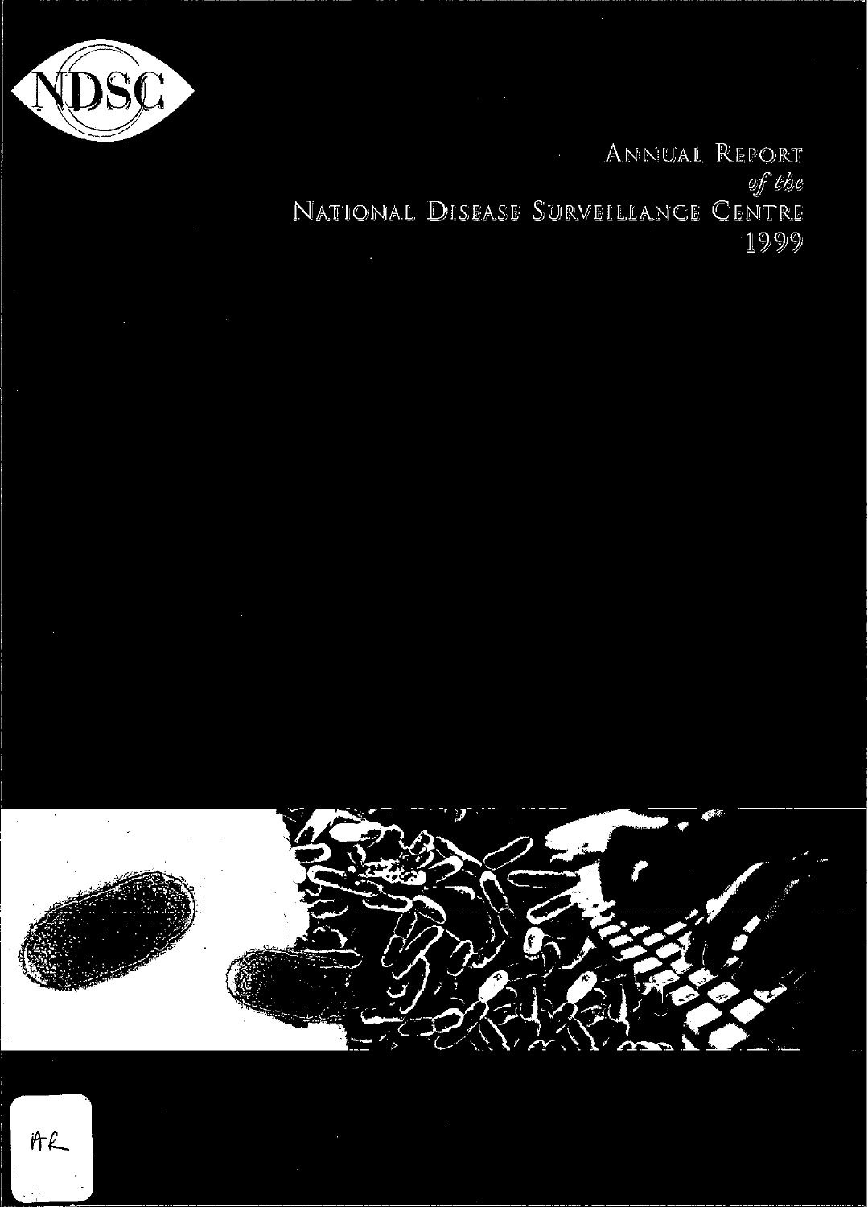NDSC

# Annual Report *of the* National Disease Surveillance Centre 1999

AR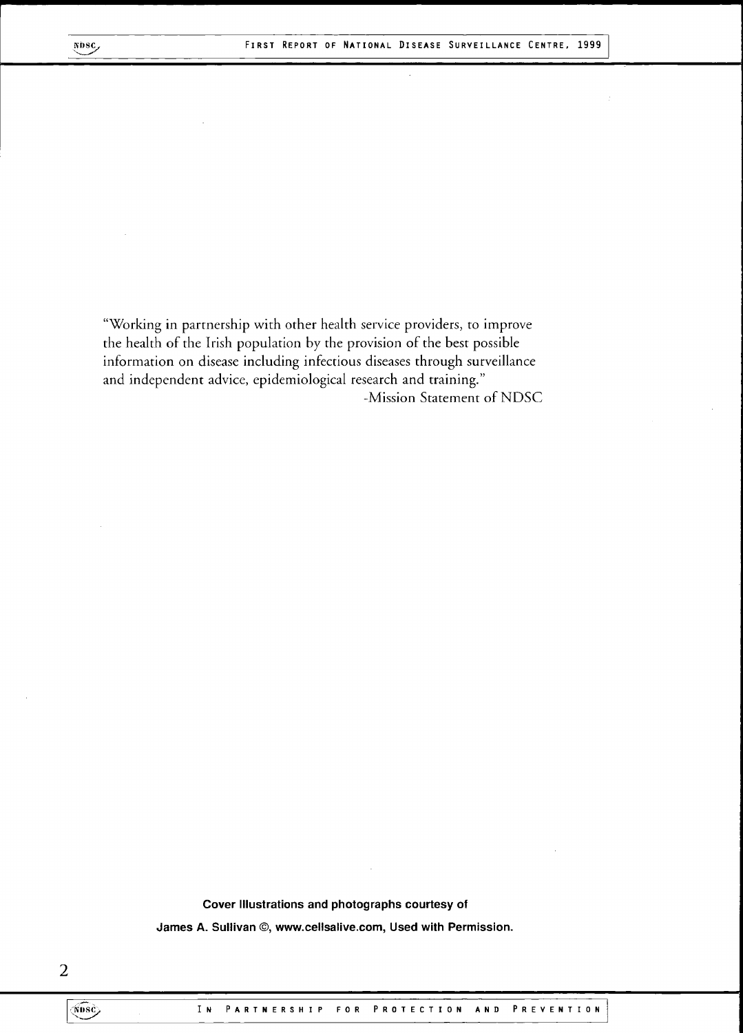"Working in partnership with other health service providers, to improve the health of the Irish population by the provision of the best possible information on disease including infectious diseases through surveillance and independent advice, epidemiological research and training."

-Mission Statement of NDSC

**Cover Illustrations and photographs courtesy of**

**James A. Sullivan ©, www.cellsalive.com, Used with Permission.**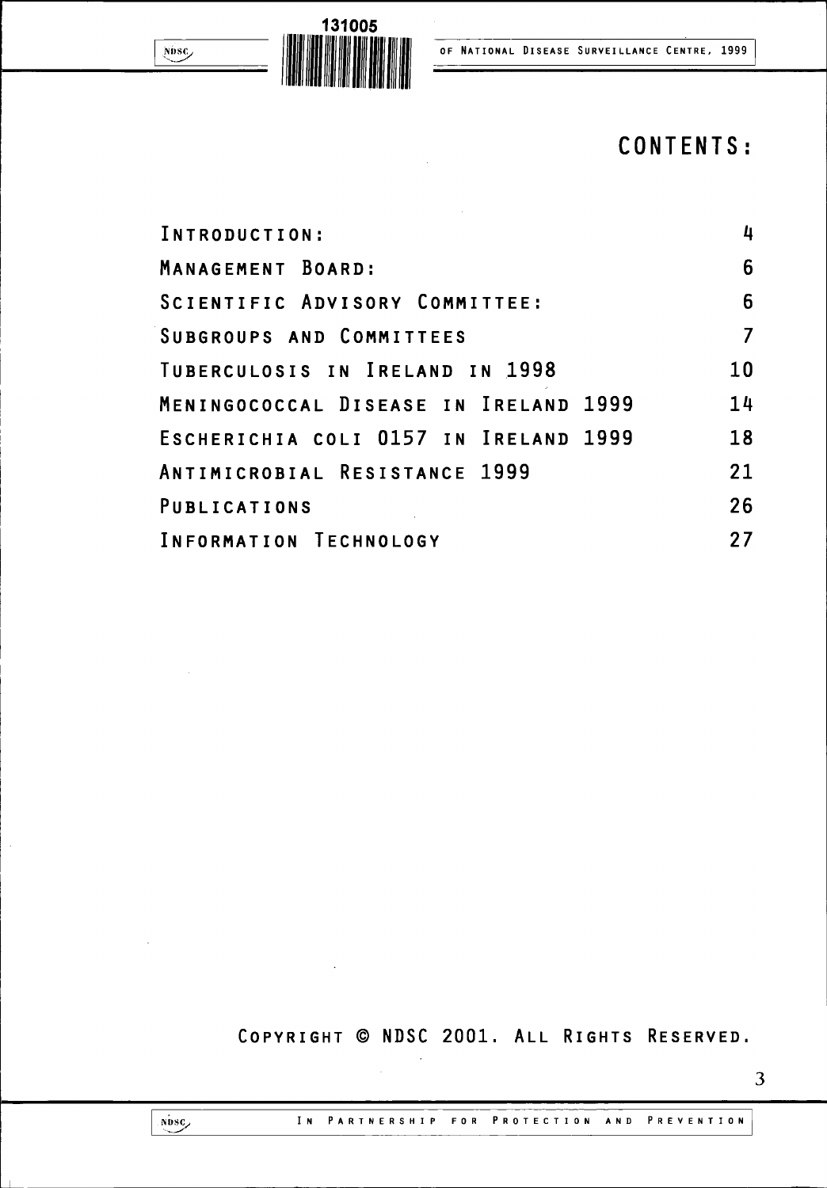# CONTENTS:

| | |
|---|---|
| INTRODUCTION: | 4 |
| MANAGEMENT BOARD: | 6 |
| SCIENTIFIC ADVISORY COMMITTEE: | 6 |
| SUBGROUPS AND COMMITTEES | 7 |
| TUBERCULOSIS IN IRELAND IN 1998 | 10 |
| MENINGOCOCCAL DISEASE IN IRELAND 1999 | 14 |
| ESCHERICHIA COLI O157 IN IRELAND 1999 | 18 |
| ANTIMICROBIAL RESISTANCE 1999 | 21 |
| PUBLICATIONS | 26 |
| INFORMATION TECHNOLOGY | 27 |

COPYRIGHT © NDSC 2001. ALL RIGHTS RESERVED.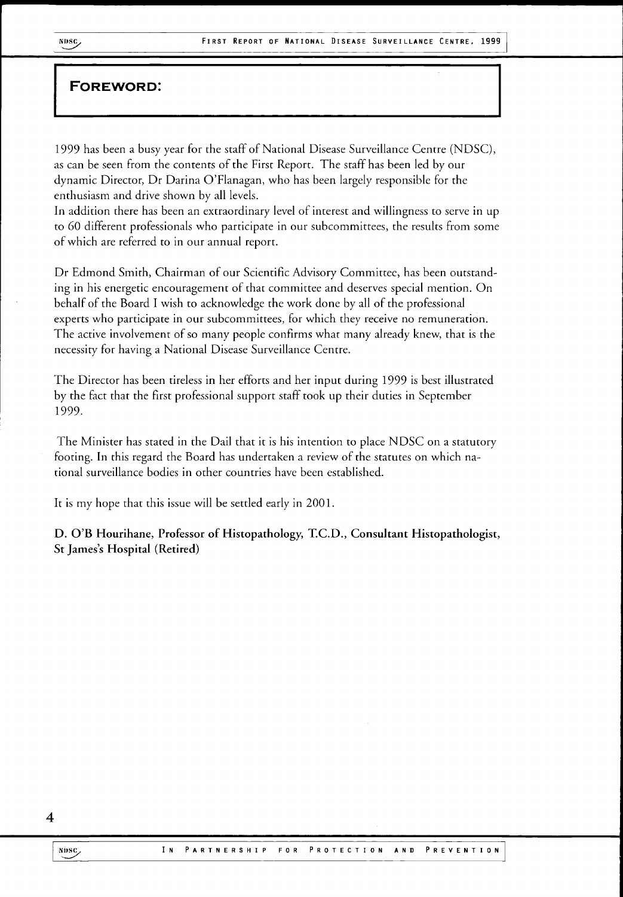## FOREWORD:

1999 has been a busy year for the staff of National Disease Surveillance Centre (NDSC), as can be seen from the contents of the First Report. The staff has been led by our dynamic Director, Dr Darina O'Flanagan, who has been largely responsible for the enthusiasm and drive shown by all levels.
In addition there has been an extraordinary level of interest and willingness to serve in up to 60 different professionals who participate in our subcommittees, the results from some of which are referred to in our annual report.

Dr Edmond Smith, Chairman of our Scientific Advisory Committee, has been outstanding in his energetic encouragement of that committee and deserves special mention. On behalf of the Board I wish to acknowledge the work done by all of the professional experts who participate in our subcommittees, for which they receive no remuneration. The active involvement of so many people confirms what many already knew, that is the necessity for having a National Disease Surveillance Centre.

The Director has been tireless in her efforts and her input during 1999 is best illustrated by the fact that the first professional support staff took up their duties in September 1999.

The Minister has stated in the Dail that it is his intention to place NDSC on a statutory footing. In this regard the Board has undertaken a review of the statutes on which national surveillance bodies in other countries have been established.

It is my hope that this issue will be settled early in 2001.

**D. O'B Hourihane, Professor of Histopathology, T.C.D., Consultant Histopathologist, St James's Hospital (Retired)**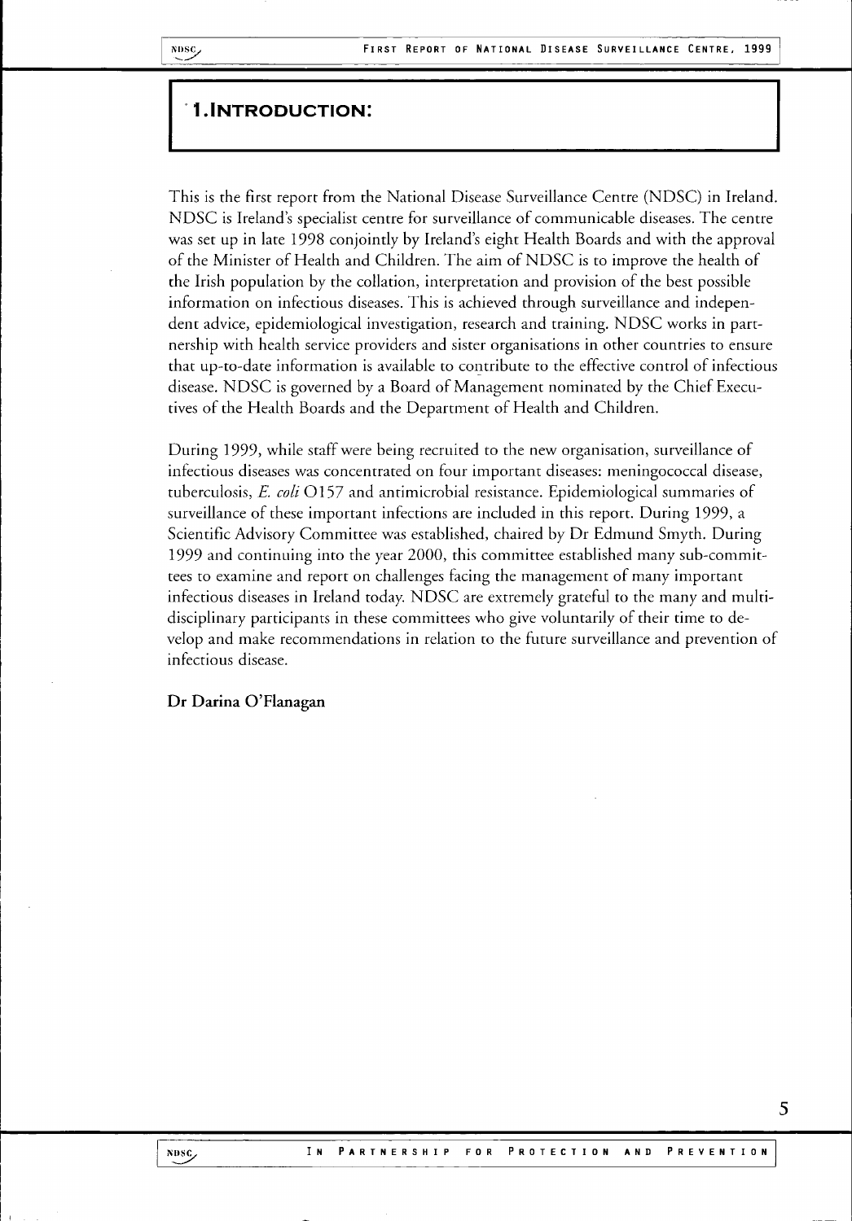# 1. INTRODUCTION:

This is the first report from the National Disease Surveillance Centre (NDSC) in Ireland. NDSC is Ireland's specialist centre for surveillance of communicable diseases. The centre was set up in late 1998 conjointly by Ireland's eight Health Boards and with the approval of the Minister of Health and Children. The aim of NDSC is to improve the health of the Irish population by the collation, interpretation and provision of the best possible information on infectious diseases. This is achieved through surveillance and independent advice, epidemiological investigation, research and training. NDSC works in partnership with health service providers and sister organisations in other countries to ensure that up-to-date information is available to contribute to the effective control of infectious disease. NDSC is governed by a Board of Management nominated by the Chief Executives of the Health Boards and the Department of Health and Children.

During 1999, while staff were being recruited to the new organisation, surveillance of infectious diseases was concentrated on four important diseases: meningococcal disease, tuberculosis, *E. coli* O157 and antimicrobial resistance. Epidemiological summaries of surveillance of these important infections are included in this report. During 1999, a Scientific Advisory Committee was established, chaired by Dr Edmund Smyth. During 1999 and continuing into the year 2000, this committee established many sub-committees to examine and report on challenges facing the management of many important infectious diseases in Ireland today. NDSC are extremely grateful to the many and multi-disciplinary participants in these committees who give voluntarily of their time to develop and make recommendations in relation to the future surveillance and prevention of infectious disease.

**Dr Darina O'Flanagan**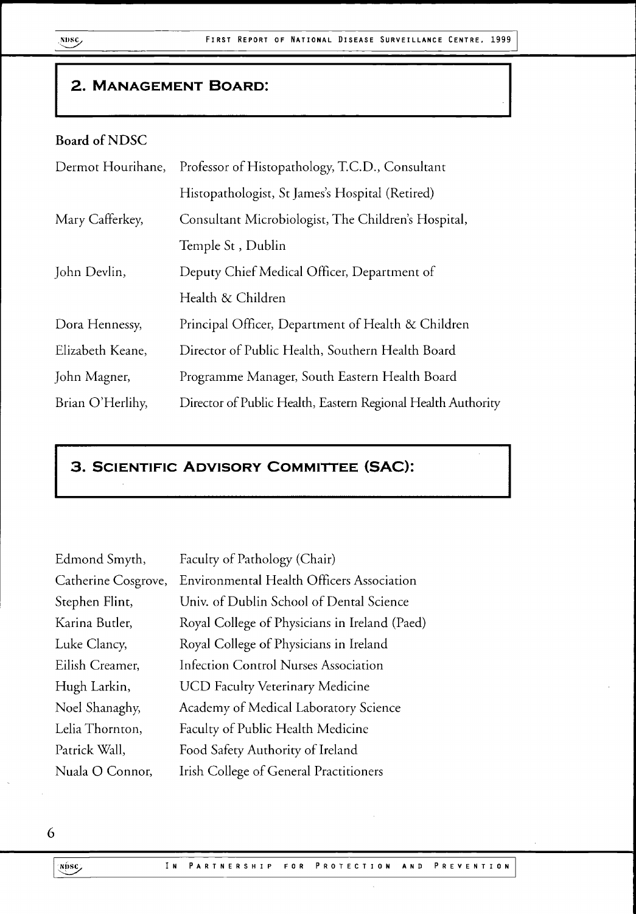## 2. Management Board:

**Board of NDSC**

| | |
|---|---|
| Dermot Hourihane, | Professor of Histopathology, T.C.D., Consultant Histopathologist, St James's Hospital (Retired) |
| Mary Cafferkey, | Consultant Microbiologist, The Children's Hospital, Temple St , Dublin |
| John Devlin, | Deputy Chief Medical Officer, Department of Health & Children |
| Dora Hennessy, | Principal Officer, Department of Health & Children |
| Elizabeth Keane, | Director of Public Health, Southern Health Board |
| John Magner, | Programme Manager, South Eastern Health Board |
| Brian O'Herlihy, | Director of Public Health, Eastern Regional Health Authority |

## 3. Scientific Advisory Committee (SAC):

| | |
|---|---|
| Edmond Smyth, | Faculty of Pathology (Chair) |
| Catherine Cosgrove, | Environmental Health Officers Association |
| Stephen Flint, | Univ. of Dublin School of Dental Science |
| Karina Butler, | Royal College of Physicians in Ireland (Paed) |
| Luke Clancy, | Royal College of Physicians in Ireland |
| Eilish Creamer, | Infection Control Nurses Association |
| Hugh Larkin, | UCD Faculty Veterinary Medicine |
| Noel Shanaghy, | Academy of Medical Laboratory Science |
| Lelia Thornton, | Faculty of Public Health Medicine |
| Patrick Wall, | Food Safety Authority of Ireland |
| Nuala O Connor, | Irish College of General Practitioners |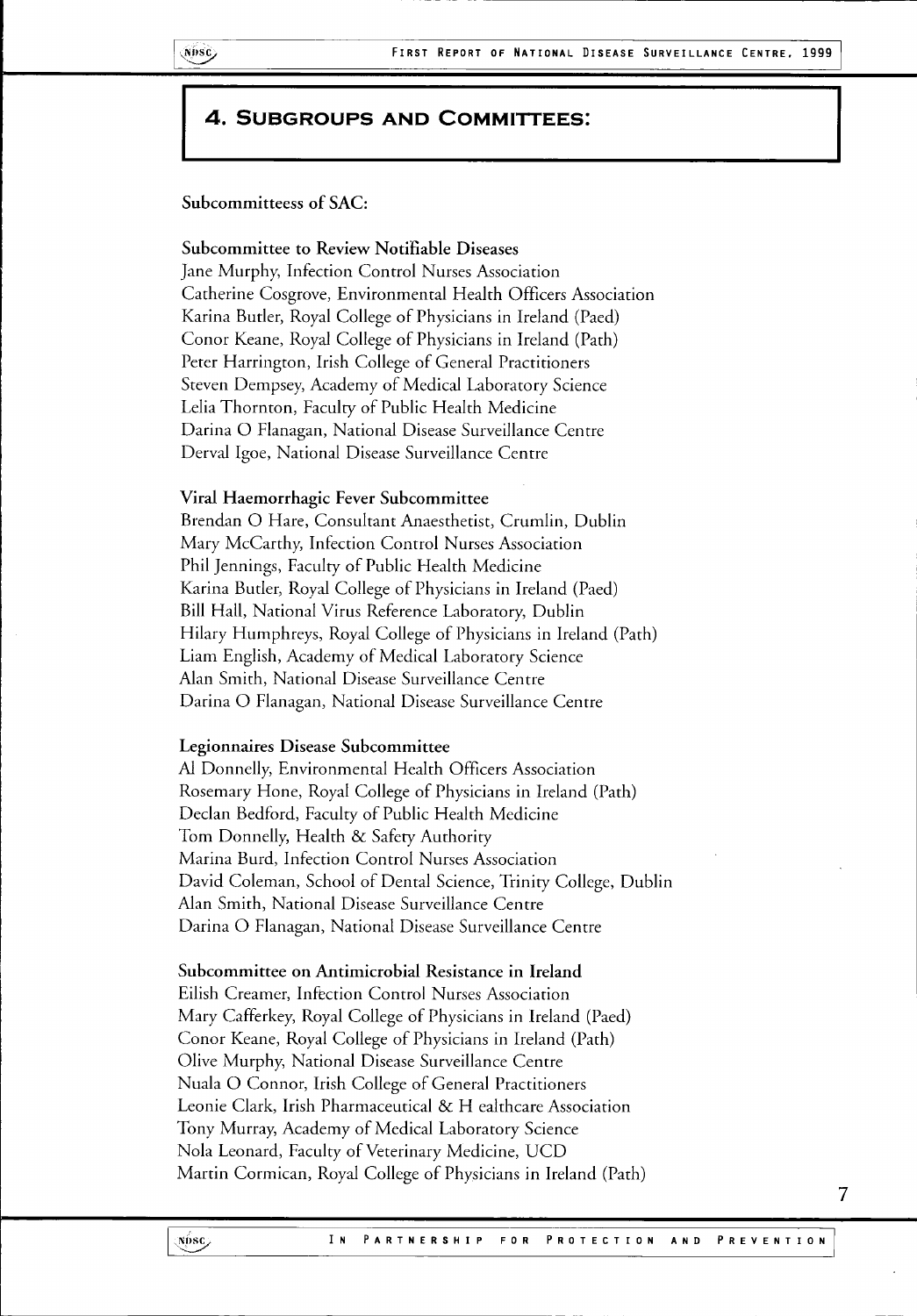## 4. Subgroups and Committees:

**Subcommitteess of SAC:**

**Subcommittee to Review Notifiable Diseases**

Jane Murphy, Infection Control Nurses Association
Catherine Cosgrove, Environmental Health Officers Association
Karina Butler, Royal College of Physicians in Ireland (Paed)
Conor Keane, Royal College of Physicians in Ireland (Path)
Peter Harrington, Irish College of General Practitioners
Steven Dempsey, Academy of Medical Laboratory Science
Lelia Thornton, Faculty of Public Health Medicine
Darina O Flanagan, National Disease Surveillance Centre
Derval Igoe, National Disease Surveillance Centre

**Viral Haemorrhagic Fever Subcommittee**

Brendan O Hare, Consultant Anaesthetist, Crumlin, Dublin
Mary McCarthy, Infection Control Nurses Association
Phil Jennings, Faculty of Public Health Medicine
Karina Butler, Royal College of Physicians in Ireland (Paed)
Bill Hall, National Virus Reference Laboratory, Dublin
Hilary Humphreys, Royal College of Physicians in Ireland (Path)
Liam English, Academy of Medical Laboratory Science
Alan Smith, National Disease Surveillance Centre
Darina O Flanagan, National Disease Surveillance Centre

**Legionnaires Disease Subcommittee**

Al Donnelly, Environmental Health Officers Association
Rosemary Hone, Royal College of Physicians in Ireland (Path)
Declan Bedford, Faculty of Public Health Medicine
Tom Donnelly, Health & Safety Authority
Marina Burd, Infection Control Nurses Association
David Coleman, School of Dental Science, Trinity College, Dublin
Alan Smith, National Disease Surveillance Centre
Darina O Flanagan, National Disease Surveillance Centre

**Subcommittee on Antimicrobial Resistance in Ireland**

Eilish Creamer, Infection Control Nurses Association
Mary Cafferkey, Royal College of Physicians in Ireland (Paed)
Conor Keane, Royal College of Physicians in Ireland (Path)
Olive Murphy, National Disease Surveillance Centre
Nuala O Connor, Irish College of General Practitioners
Leonie Clark, Irish Pharmaceutical & H ealthcare Association
Tony Murray, Academy of Medical Laboratory Science
Nola Leonard, Faculty of Veterinary Medicine, UCD
Martin Cormican, Royal College of Physicians in Ireland (Path)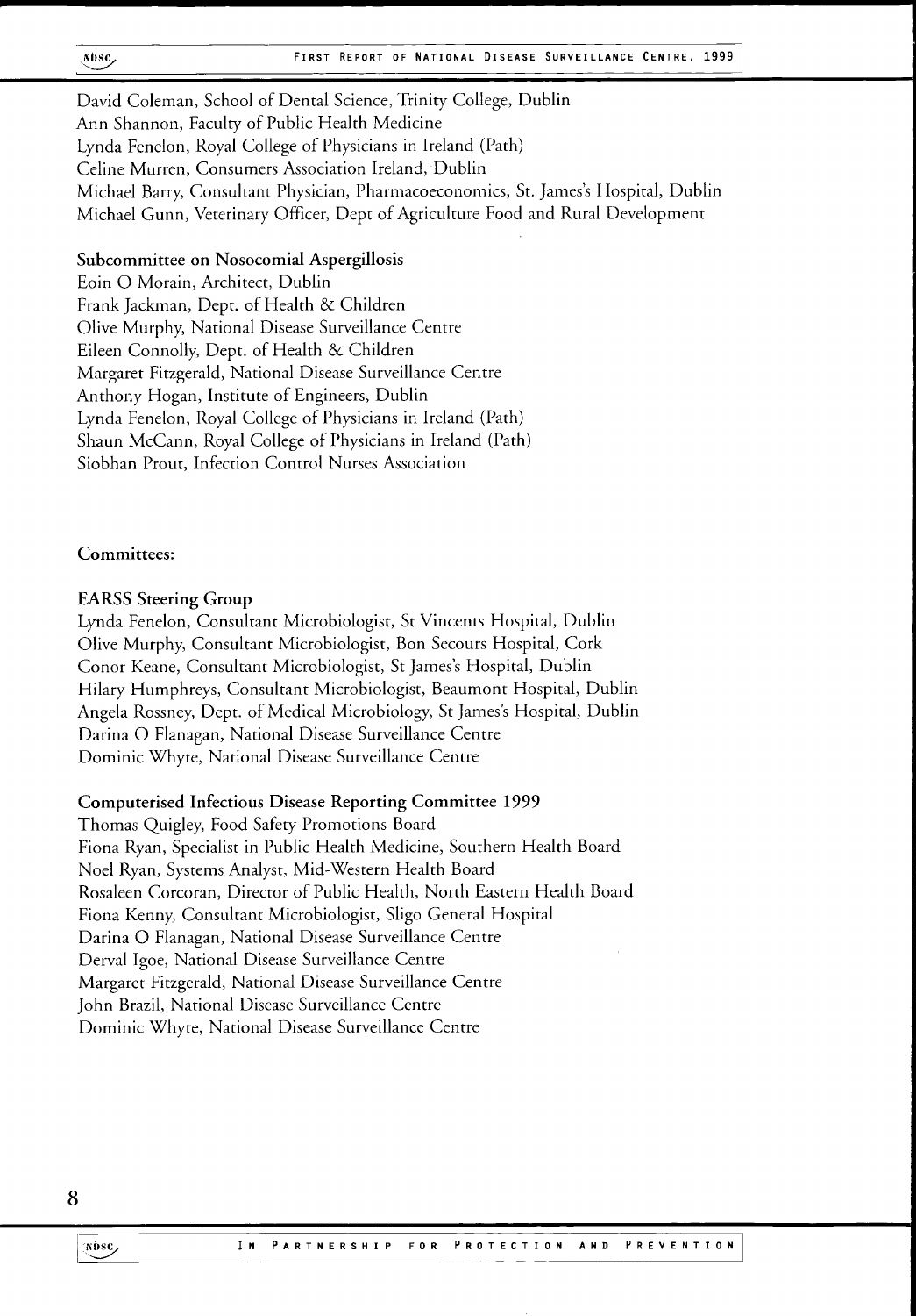David Coleman, School of Dental Science, Trinity College, Dublin
Ann Shannon, Faculty of Public Health Medicine
Lynda Fenelon, Royal College of Physicians in Ireland (Path)
Celine Murren, Consumers Association Ireland, Dublin
Michael Barry, Consultant Physician, Pharmacoeconomics, St. James's Hospital, Dublin
Michael Gunn, Veterinary Officer, Dept of Agriculture Food and Rural Development

**Subcommittee on Nosocomial Aspergillosis**

Eoin O Morain, Architect, Dublin
Frank Jackman, Dept. of Health & Children
Olive Murphy, National Disease Surveillance Centre
Eileen Connolly, Dept. of Health & Children
Margaret Fitzgerald, National Disease Surveillance Centre
Anthony Hogan, Institute of Engineers, Dublin
Lynda Fenelon, Royal College of Physicians in Ireland (Path)
Shaun McCann, Royal College of Physicians in Ireland (Path)
Siobhan Prout, Infection Control Nurses Association

**Committees:**

**EARSS Steering Group**

Lynda Fenelon, Consultant Microbiologist, St Vincents Hospital, Dublin
Olive Murphy, Consultant Microbiologist, Bon Secours Hospital, Cork
Conor Keane, Consultant Microbiologist, St James's Hospital, Dublin
Hilary Humphreys, Consultant Microbiologist, Beaumont Hospital, Dublin
Angela Rossney, Dept. of Medical Microbiology, St James's Hospital, Dublin
Darina O Flanagan, National Disease Surveillance Centre
Dominic Whyte, National Disease Surveillance Centre

**Computerised Infectious Disease Reporting Committee 1999**

Thomas Quigley, Food Safety Promotions Board
Fiona Ryan, Specialist in Public Health Medicine, Southern Health Board
Noel Ryan, Systems Analyst, Mid-Western Health Board
Rosaleen Corcoran, Director of Public Health, North Eastern Health Board
Fiona Kenny, Consultant Microbiologist, Sligo General Hospital
Darina O Flanagan, National Disease Surveillance Centre
Derval Igoe, National Disease Surveillance Centre
Margaret Fitzgerald, National Disease Surveillance Centre
John Brazil, National Disease Surveillance Centre
Dominic Whyte, National Disease Surveillance Centre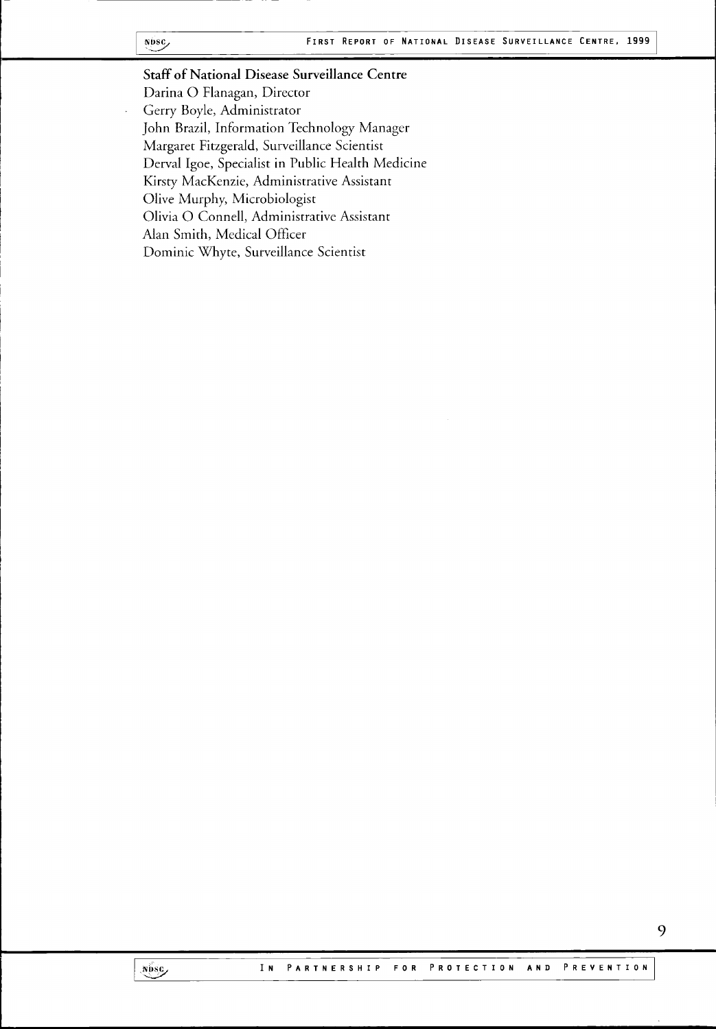**Staff of National Disease Surveillance Centre**

Darina O Flanagan, Director
Gerry Boyle, Administrator
John Brazil, Information Technology Manager
Margaret Fitzgerald, Surveillance Scientist
Derval Igoe, Specialist in Public Health Medicine
Kirsty MacKenzie, Administrative Assistant
Olive Murphy, Microbiologist
Olivia O Connell, Administrative Assistant
Alan Smith, Medical Officer
Dominic Whyte, Surveillance Scientist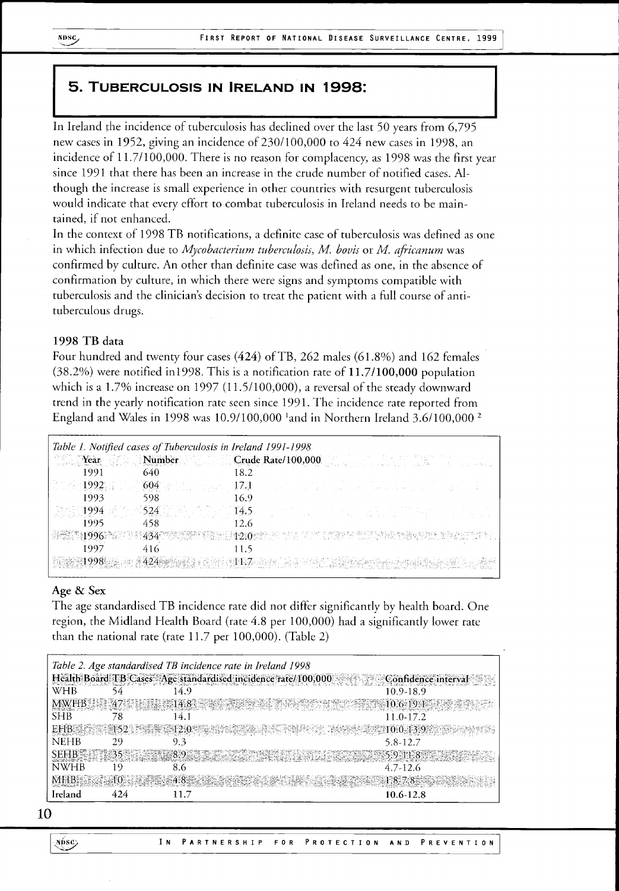# 5. Tuberculosis in Ireland in 1998:

In Ireland the incidence of tuberculosis has declined over the last 50 years from 6,795 new cases in 1952, giving an incidence of 230/100,000 to 424 new cases in 1998, an incidence of 11.7/100,000. There is no reason for complacency, as 1998 was the first year since 1991 that there has been an increase in the crude number of notified cases. Although the increase is small experience in other countries with resurgent tuberculosis would indicate that every effort to combat tuberculosis in Ireland needs to be maintained, if not enhanced.

In the context of 1998 TB notifications, a definite case of tuberculosis was defined as one in which infection due to *Mycobacterium tuberculosis*, *M. bovis* or *M. africanum* was confirmed by culture. An other than definite case was defined as one, in the absence of confirmation by culture, in which there were signs and symptoms compatible with tuberculosis and the clinician's decision to treat the patient with a full course of anti-tuberculous drugs.

### 1998 TB data

Four hundred and twenty four cases (424) of TB, 262 males (61.8%) and 162 females (38.2%) were notified in1998. This is a notification rate of **11.7/100,000** population which is a 1.7% increase on 1997 (11.5/100,000), a reversal of the steady downward trend in the yearly notification rate seen since 1991. The incidence rate reported from England and Wales in 1998 was 10.9/100,000 [1] and in Northern Ireland 3.6/100,000 [2]

*Table 1. Notified cases of Tuberculosis in Ireland 1991-1998*

| Year | Number | Crude Rate/100,000 |
|---|---|---|
| 1991 | 640 | 18.2 |
| 1992 | 604 | 17.1 |
| 1993 | 598 | 16.9 |
| 1994 | 524 | 14.5 |
| 1995 | 458 | 12.6 |
| 1996 | 434 | 12.0 |
| 1997 | 416 | 11.5 |
| 1998 | 424 | 11.7 |

### Age & Sex

The age standardised TB incidence rate did not differ significantly by health board. One region, the Midland Health Board (rate 4.8 per 100,000) had a significantly lower rate than the national rate (rate 11.7 per 100,000). (Table 2)

*Table 2. Age standardised TB incidence rate in Ireland 1998*

| Health Board | TB Cases | Age standardised incidence rate/100,000 | Confidence interval |
|---|---|---|---|
| WHB | 54 | 14.9 | 10.9-18.9 |
| MWHB | 47 | 14.8 | 10.6-19.1 |
| SHB | 78 | 14.1 | 11.0-17.2 |
| EHB | 152 | 12.0 | 10.0-13.9 |
| NEHB | 29 | 9.3 | 5.8-12.7 |
| SEHB | 35 | 8.9 | 5.9-11.8 |
| NWHB | 19 | 8.6 | 4.7-12.6 |
| MHB | 10 | 4.8 | 1.8-7.8 |
| **Ireland** | 424 | 11.7 | **10.6-12.8** |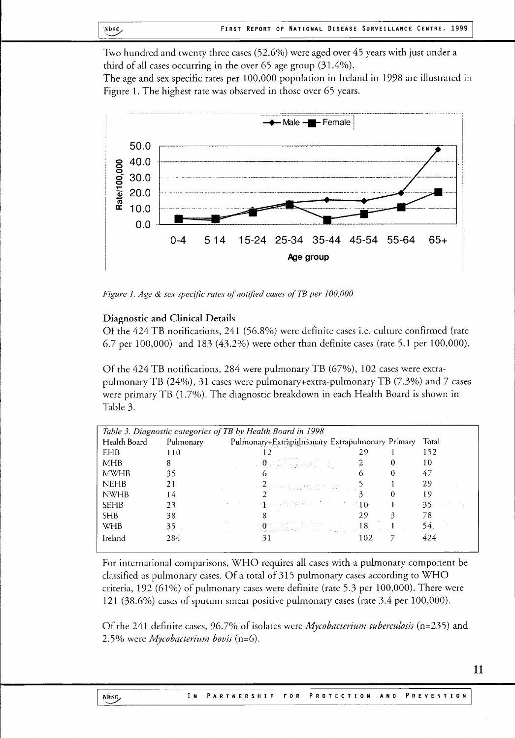Two hundred and twenty three cases (52.6%) were aged over 45 years with just under a third of all cases occurring in the over 65 age group (31.4%).

The age and sex specific rates per 100,000 population in Ireland in 1998 are illustrated in Figure 1. The highest rate was observed in those over 65 years.

*Figure 1. Age & sex specific rates of notified cases of TB per 100,000*

### Diagnostic and Clinical Details

Of the 424 TB notifications, 241 (56.8%) were definite cases i.e. culture confirmed (rate 6.7 per 100,000) and 183 (43.2%) were other than definite cases (rate 5.1 per 100,000).

Of the 424 TB notifications, 284 were pulmonary TB (67%), 102 cases were extra-pulmonary TB (24%), 31 cases were pulmonary+extra-pulmonary TB (7.3%) and 7 cases were primary TB (1.7%). The diagnostic breakdown in each Health Board is shown in Table 3.

*Table 3. Diagnostic categories of TB by Health Board in 1998*

| Health Board | Pulmonary | Pulmonary+Extrapulmonary | Extrapulmonary | Primary | Total |
|---|---|---|---|---|---|
| EHB | 110 | 12 | 29 | 1 | 152 |
| MHB | 8 | 0 | 2 | 0 | 10 |
| MWHB | 35 | 6 | 6 | 0 | 47 |
| NEHB | 21 | 2 | 5 | 1 | 29 |
| NWHB | 14 | 2 | 3 | 0 | 19 |
| SEHB | 23 | 1 | 10 | 1 | 35 |
| SHB | 38 | 8 | 29 | 3 | 78 |
| WHB | 35 | 0 | 18 | 1 | 54 |
| Ireland | 284 | 31 | 102 | 7 | 424 |

For international comparisons, WHO requires all cases with a pulmonary component be classified as pulmonary cases. Of a total of 315 pulmonary cases according to WHO criteria, 192 (61%) of pulmonary cases were definite (rate 5.3 per 100,000). There were 121 (38.6%) cases of sputum smear positive pulmonary cases (rate 3.4 per 100,000).

Of the 241 definite cases, 96.7% of isolates were *Mycobacterium tuberculosis* (n=235) and 2.5% were *Mycobacterium bovis* (n=6).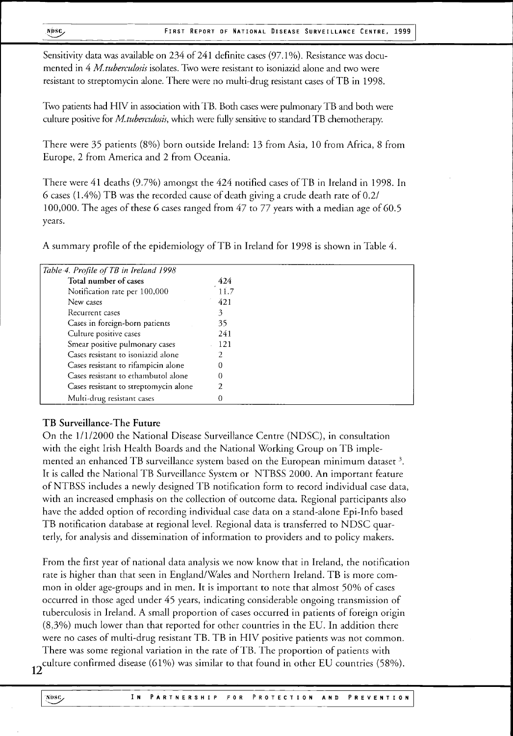Sensitivity data was available on 234 of 241 definite cases (97.1%). Resistance was documented in 4 *M.tuberculosis* isolates. Two were resistant to isoniazid alone and two were resistant to streptomycin alone. There were no multi-drug resistant cases of TB in 1998.

Two patients had HIV in association with TB. Both cases were pulmonary TB and both were culture positive for *M.tuberculosis*, which were fully sensitive to standard TB chemotherapy.

There were 35 patients (8%) born outside Ireland: 13 from Asia, 10 from Africa, 8 from Europe, 2 from America and 2 from Oceania.

There were 41 deaths (9.7%) amongst the 424 notified cases of TB in Ireland in 1998. In 6 cases (1.4%) TB was the recorded cause of death giving a crude death rate of 0.2/100,000. The ages of these 6 cases ranged from 47 to 77 years with a median age of 60.5 years.

A summary profile of the epidemiology of TB in Ireland for 1998 is shown in Table 4.

*Table 4. Profile of TB in Ireland 1998*

| | |
|---|---|
| **Total number of cases** | 424 |
| Notification rate per 100,000 | 11.7 |
| New cases | 421 |
| Recurrent cases | 3 |
| Cases in foreign-born patients | 35 |
| Culture positive cases | 241 |
| Smear positive pulmonary cases | 121 |
| Cases resistant to isoniazid alone | 2 |
| Cases resistant to rifampicin alone | 0 |
| Cases resistant to ethambutol alone | 0 |
| Cases resistant to streptomycin alone | 2 |
| Multi-drug resistant cases | 0 |

### TB Surveillance-The Future

On the 1/1/2000 the National Disease Surveillance Centre (NDSC), in consultation with the eight Irish Health Boards and the National Working Group on TB implemented an enhanced TB surveillance system based on the European minimum dataset [3]. It is called the National TB Surveillance System or NTBSS 2000. An important feature of NTBSS includes a newly designed TB notification form to record individual case data, with an increased emphasis on the collection of outcome data. Regional participants also have the added option of recording individual case data on a stand-alone Epi-Info based TB notification database at regional level. Regional data is transferred to NDSC quarterly, for analysis and dissemination of information to providers and to policy makers.

From the first year of national data analysis we now know that in Ireland, the notification rate is higher than that seen in England/Wales and Northern Ireland. TB is more common in older age-groups and in men. It is important to note that almost 50% of cases occurred in those aged under 45 years, indicating considerable ongoing transmission of tuberculosis in Ireland. A small proportion of cases occurred in patients of foreign origin (8,3%) much lower than that reported for other countries in the EU. In addition there were no cases of multi-drug resistant TB. TB in HIV positive patients was not common. There was some regional variation in the rate of TB. The proportion of patients with culture confirmed disease (61%) was similar to that found in other EU countries (58%).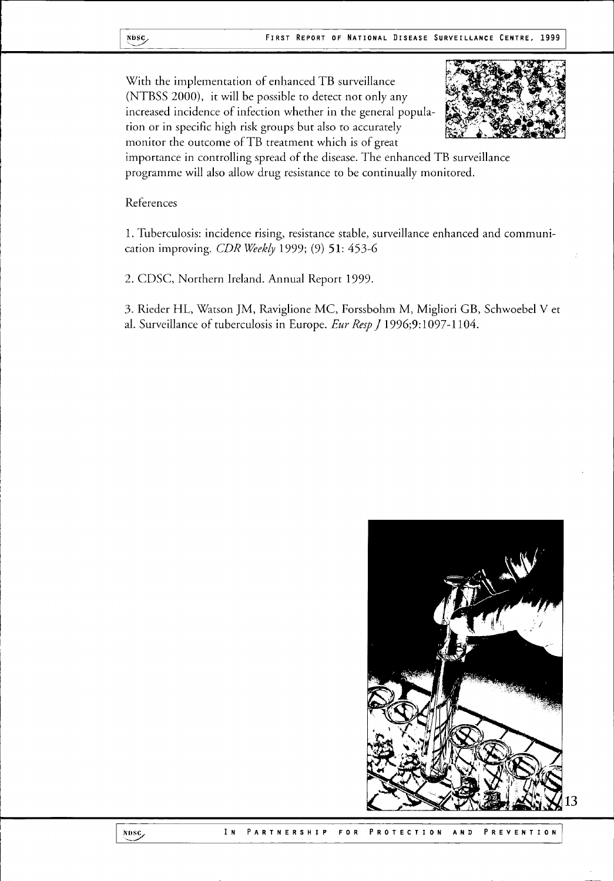With the implementation of enhanced TB surveillance (NTBSS 2000), it will be possible to detect not only any increased incidence of infection whether in the general population or in specific high risk groups but also to accurately monitor the outcome of TB treatment which is of great importance in controlling spread of the disease. The enhanced TB surveillance programme will also allow drug resistance to be continually monitored.

References

1. Tuberculosis: incidence rising, resistance stable, surveillance enhanced and communication improving. *CDR Weekly* 1999; (9) **51**: 453-6

2. CDSC, Northern Ireland. Annual Report 1999.

3. Rieder HL, Watson JM, Raviglione MC, Forssbohm M, Migliori GB, Schwoebel V et al. Surveillance of tuberculosis in Europe. *Eur Resp J* 1996;9:1097-1104.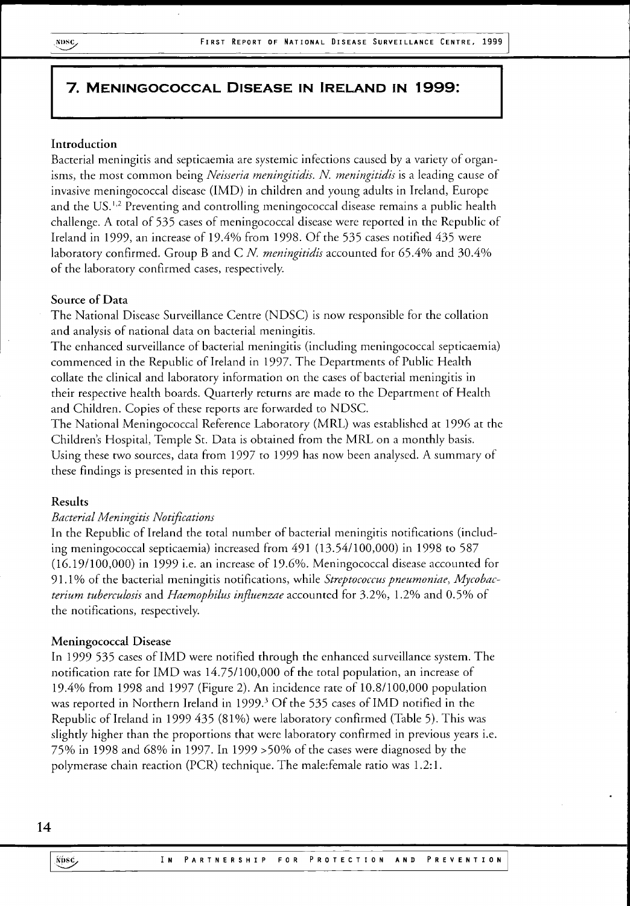# 7. Meningococcal Disease in Ireland in 1999:

### Introduction

Bacterial meningitis and septicaemia are systemic infections caused by a variety of organisms, the most common being *Neisseria meningitidis*. *N. meningitidis* is a leading cause of invasive meningococcal disease (IMD) in children and young adults in Ireland, Europe and the US.[1,2] Preventing and controlling meningococcal disease remains a public health challenge. A total of 535 cases of meningococcal disease were reported in the Republic of Ireland in 1999, an increase of 19.4% from 1998. Of the 535 cases notified 435 were laboratory confirmed. Group B and C *N. meningitidis* accounted for 65.4% and 30.4% of the laboratory confirmed cases, respectively.

### Source of Data

The National Disease Surveillance Centre (NDSC) is now responsible for the collation and analysis of national data on bacterial meningitis.

The enhanced surveillance of bacterial meningitis (including meningococcal septicaemia) commenced in the Republic of Ireland in 1997. The Departments of Public Health collate the clinical and laboratory information on the cases of bacterial meningitis in their respective health boards. Quarterly returns are made to the Department of Health and Children. Copies of these reports are forwarded to NDSC.

The National Meningococcal Reference Laboratory (MRL) was established at 1996 at the Children's Hospital, Temple St. Data is obtained from the MRL on a monthly basis. Using these two sources, data from 1997 to 1999 has now been analysed. A summary of these findings is presented in this report.

### Results

*Bacterial Meningitis Notifications*

In the Republic of Ireland the total number of bacterial meningitis notifications (including meningococcal septicaemia) increased from 491 (13.54/100,000) in 1998 to 587 (16.19/100,000) in 1999 i.e. an increase of 19.6%. Meningococcal disease accounted for 91.1% of the bacterial meningitis notifications, while *Streptococcus pneumoniae*, *Mycobacterium tuberculosis* and *Haemophilus influenzae* accounted for 3.2%, 1.2% and 0.5% of the notifications, respectively.

### Meningococcal Disease

In 1999 535 cases of IMD were notified through the enhanced surveillance system. The notification rate for IMD was 14.75/100,000 of the total population, an increase of 19.4% from 1998 and 1997 (Figure 2). An incidence rate of 10.8/100,000 population was reported in Northern Ireland in 1999.[3] Of the 535 cases of IMD notified in the Republic of Ireland in 1999 435 (81%) were laboratory confirmed (Table 5). This was slightly higher than the proportions that were laboratory confirmed in previous years i.e. 75% in 1998 and 68% in 1997. In 1999 >50% of the cases were diagnosed by the polymerase chain reaction (PCR) technique. The male:female ratio was 1.2:1.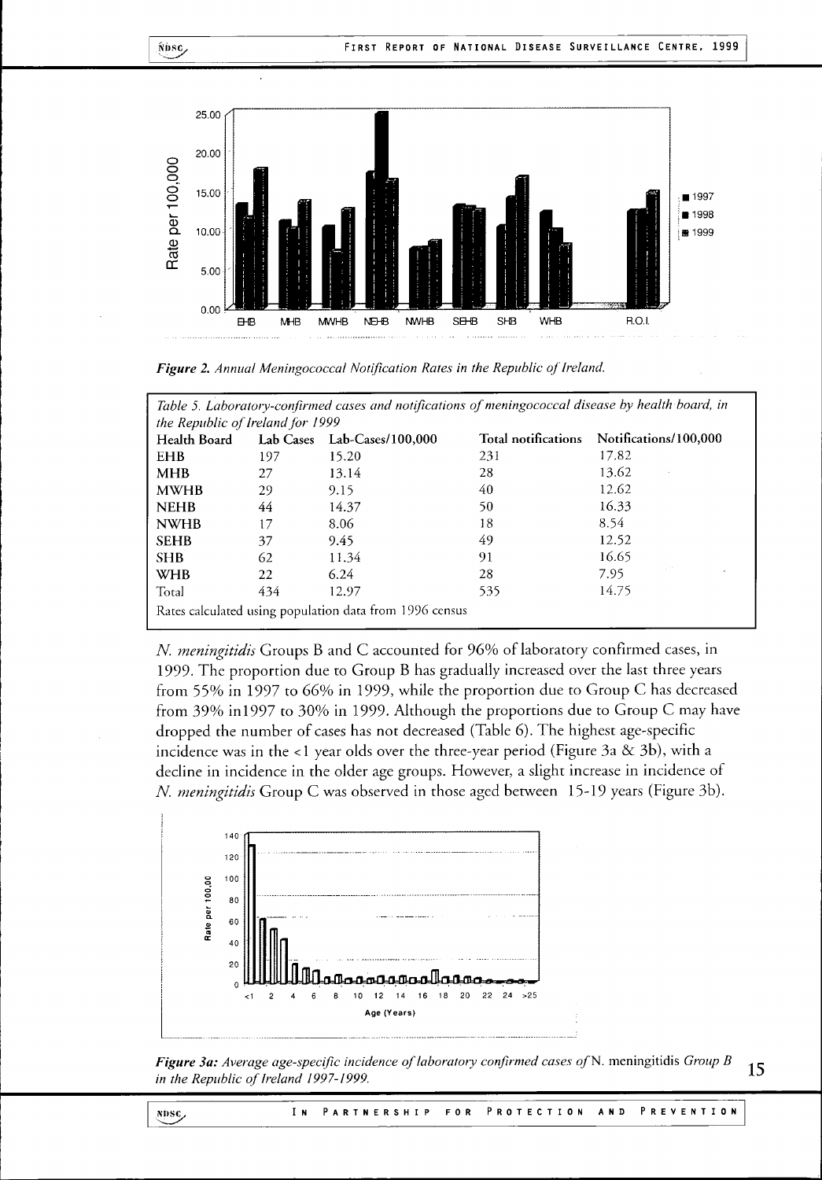*Figure 2. Annual Meningococcal Notification Rates in the Republic of Ireland.*

*Table 5. Laboratory-confirmed cases and notifications of meningococcal disease by health board, in the Republic of Ireland for 1999*

| Health Board | Lab Cases | Lab-Cases/100,000 | Total notifications | Notifications/100,000 |
|---|---|---|---|---|
| EHB | 197 | 15.20 | 231 | 17.82 |
| MHB | 27 | 13.14 | 28 | 13.62 |
| MWHB | 29 | 9.15 | 40 | 12.62 |
| NEHB | 44 | 14.37 | 50 | 16.33 |
| NWHB | 17 | 8.06 | 18 | 8.54 |
| SEHB | 37 | 9.45 | 49 | 12.52 |
| SHB | 62 | 11.34 | 91 | 16.65 |
| WHB | 22 | 6.24 | 28 | 7.95 |
| Total | 434 | 12.97 | 535 | 14.75 |

Rates calculated using population data from 1996 census

*N. meningitidis* Groups B and C accounted for 96% of laboratory confirmed cases, in 1999. The proportion due to Group B has gradually increased over the last three years from 55% in 1997 to 66% in 1999, while the proportion due to Group C has decreased from 39% in1997 to 30% in 1999. Although the proportions due to Group C may have dropped the number of cases has not decreased (Table 6). The highest age-specific incidence was in the <1 year olds over the three-year period (Figure 3a & 3b), with a decline in incidence in the older age groups. However, a slight increase in incidence of *N. meningitidis* Group C was observed in those aged between 15-19 years (Figure 3b).

***Figure 3a:** Average age-specific incidence of laboratory confirmed cases of* N. meningitidis *Group B in the Republic of Ireland 1997-1999.*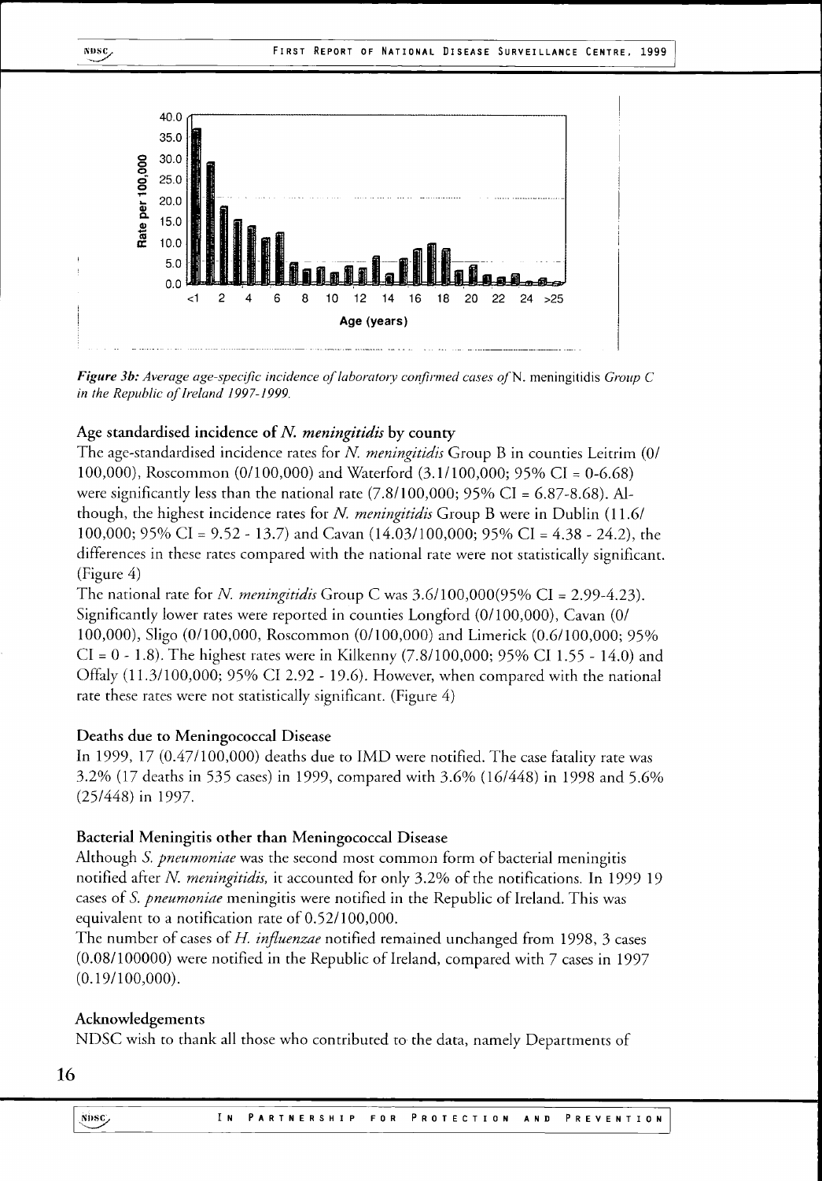*Figure 3b: Average age-specific incidence of laboratory confirmed cases of* N. meningitidis *Group C in the Republic of Ireland 1997-1999.*

### Age standardised incidence of *N. meningitidis* by county

The age-standardised incidence rates for *N. meningitidis* Group B in counties Leitrim (0/100,000), Roscommon (0/100,000) and Waterford (3.1/100,000; 95% CI = 0-6.68) were significantly less than the national rate (7.8/100,000; 95% CI = 6.87-8.68). Although, the highest incidence rates for *N. meningitidis* Group B were in Dublin (11.6/100,000; 95% CI = 9.52 - 13.7) and Cavan (14.03/100,000; 95% CI = 4.38 - 24.2), the differences in these rates compared with the national rate were not statistically significant. (Figure 4)

The national rate for *N. meningitidis* Group C was 3.6/100,000(95% CI = 2.99-4.23). Significantly lower rates were reported in counties Longford (0/100,000), Cavan (0/100,000), Sligo (0/100,000, Roscommon (0/100,000) and Limerick (0.6/100,000; 95% CI = 0 - 1.8). The highest rates were in Kilkenny (7.8/100,000; 95% CI 1.55 - 14.0) and Offaly (11.3/100,000; 95% CI 2.92 - 19.6). However, when compared with the national rate these rates were not statistically significant. (Figure 4)

### Deaths due to Meningococcal Disease

In 1999, 17 (0.47/100,000) deaths due to IMD were notified. The case fatality rate was 3.2% (17 deaths in 535 cases) in 1999, compared with 3.6% (16/448) in 1998 and 5.6% (25/448) in 1997.

### Bacterial Meningitis other than Meningococcal Disease

Although *S. pneumoniae* was the second most common form of bacterial meningitis notified after *N. meningitidis,* it accounted for only 3.2% of the notifications. In 1999 19 cases of *S. pneumoniae* meningitis were notified in the Republic of Ireland. This was equivalent to a notification rate of 0.52/100,000.

The number of cases of *H. influenzae* notified remained unchanged from 1998, 3 cases (0.08/100000) were notified in the Republic of Ireland, compared with 7 cases in 1997 (0.19/100,000).

### Acknowledgements

NDSC wish to thank all those who contributed to the data, namely Departments of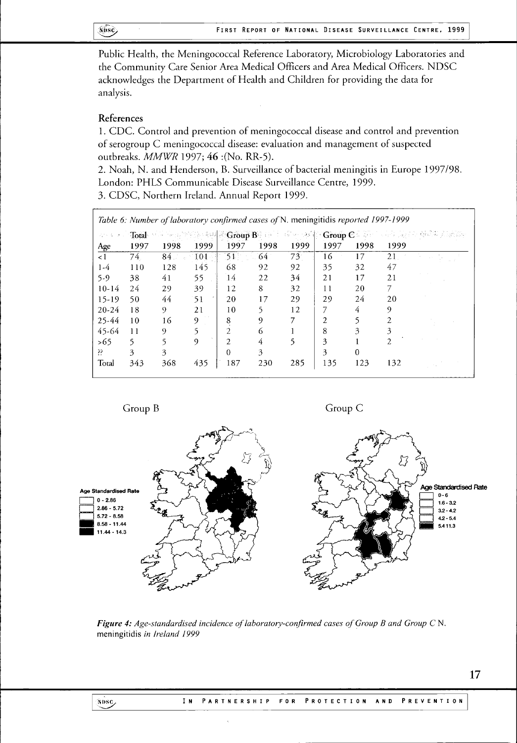Public Health, the Meningococcal Reference Laboratory, Microbiology Laboratories and the Community Care Senior Area Medical Officers and Area Medical Officers. NDSC acknowledges the Department of Health and Children for providing the data for analysis.

### References

1. CDC. Control and prevention of meningococcal disease and control and prevention of serogroup C meningococcal disease: evaluation and management of suspected outbreaks. *MMWR* 1997; **46** :(No. RR-5).
2. Noah, N. and Henderson, B. Surveillance of bacterial meningitis in Europe 1997/98. London: PHLS Communicable Disease Surveillance Centre, 1999.
3. CDSC, Northern Ireland. Annual Report 1999.

*Table 6: Number of laboratory confirmed cases of* N. meningitidis *reported 1997-1999*

| | Total | | | Group B | | | Group C | | |
|---|---|---|---|---|---|---|---|---|---|
| Age | 1997 | 1998 | 1999 | 1997 | 1998 | 1999 | 1997 | 1998 | 1999 |
| <1 | 74 | 84 | 101 | 51 | 64 | 73 | 16 | 17 | 21 |
| 1-4 | 110 | 128 | 145 | 68 | 92 | 92 | 35 | 32 | 47 |
| 5-9 | 38 | 41 | 55 | 14 | 22 | 34 | 21 | 17 | 21 |
| 10-14 | 24 | 29 | 39 | 12 | 8 | 32 | 11 | 20 | 7 |
| 15-19 | 50 | 44 | 51 | 20 | 17 | 29 | 29 | 24 | 20 |
| 20-24 | 18 | 9 | 21 | 10 | 5 | 12 | 7 | 4 | 9 |
| 25-44 | 10 | 16 | 9 | 8 | 9 | 7 | 2 | 5 | 2 |
| 45-64 | 11 | 9 | 5 | 2 | 6 | 1 | 8 | 3 | 3 |
| >65 | 5 | 5 | 9 | 2 | 4 | 5 | 3 | 1 | 2 |
| ?? | 3 | 3 | | 0 | 3 | | 3 | 0 | |
| Total | 343 | 368 | 435 | 187 | 230 | 285 | 135 | 123 | 132 |

*Figure 4: Age-standardised incidence of laboratory-confirmed cases of Group B and Group C* N. meningitidis *in Ireland 1999*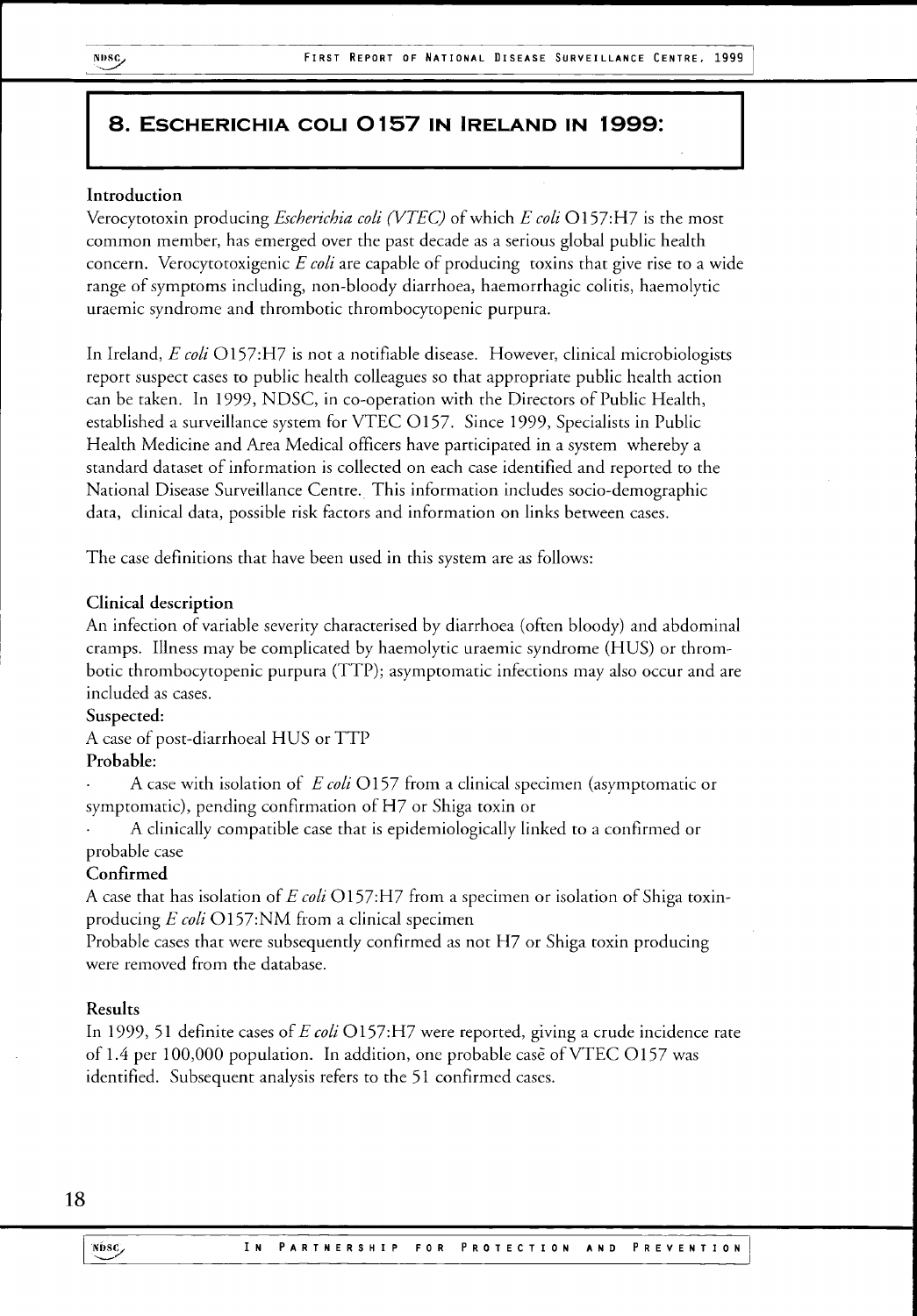# 8. Escherichia coli O157 in Ireland in 1999:

## Introduction

Verocytotoxin producing *Escherichia coli (VTEC)* of which *E coli* O157:H7 is the most common member, has emerged over the past decade as a serious global public health concern. Verocytotoxigenic *E coli* are capable of producing toxins that give rise to a wide range of symptoms including, non-bloody diarrhoea, haemorrhagic colitis, haemolytic uraemic syndrome and thrombotic thrombocytopenic purpura.

In Ireland, *E coli* O157:H7 is not a notifiable disease. However, clinical microbiologists report suspect cases to public health colleagues so that appropriate public health action can be taken. In 1999, NDSC, in co-operation with the Directors of Public Health, established a surveillance system for VTEC O157. Since 1999, Specialists in Public Health Medicine and Area Medical officers have participated in a system whereby a standard dataset of information is collected on each case identified and reported to the National Disease Surveillance Centre. This information includes socio-demographic data, clinical data, possible risk factors and information on links between cases.

The case definitions that have been used in this system are as follows:

## Clinical description

An infection of variable severity characterised by diarrhoea (often bloody) and abdominal cramps. Illness may be complicated by haemolytic uraemic syndrome (HUS) or thrombotic thrombocytopenic purpura (TTP); asymptomatic infections may also occur and are included as cases.

**Suspected:**

A case of post-diarrhoeal HUS or TTP

**Probable:**

- A case with isolation of *E coli* O157 from a clinical specimen (asymptomatic or symptomatic), pending confirmation of H7 or Shiga toxin or
- A clinically compatible case that is epidemiologically linked to a confirmed or probable case

**Confirmed**

A case that has isolation of *E coli* O157:H7 from a specimen or isolation of Shiga toxin-producing *E coli* O157:NM from a clinical specimen

Probable cases that were subsequently confirmed as not H7 or Shiga toxin producing were removed from the database.

## Results

In 1999, 51 definite cases of *E coli* O157:H7 were reported, giving a crude incidence rate of 1.4 per 100,000 population. In addition, one probable case of VTEC O157 was identified. Subsequent analysis refers to the 51 confirmed cases.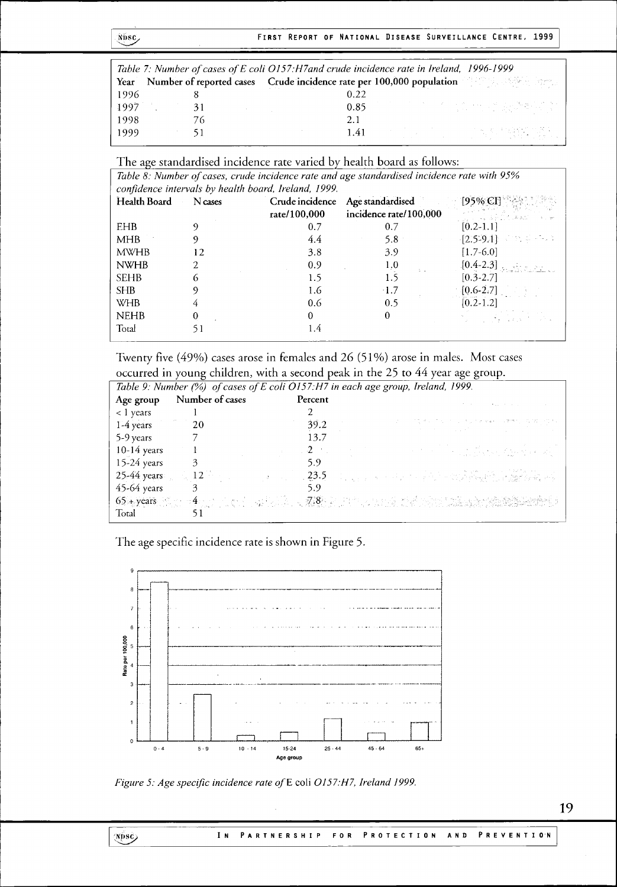| Year | Number of reported cases | Crude incidence rate per 100,000 population |
|---|---|---|
| 1996 | 8 | 0.22 |
| 1997 | 31 | 0.85 |
| 1998 | 76 | 2.1 |
| 1999 | 51 | 1.41 |

*Table 7: Number of cases of E coli O157:H7and crude incidence rate in Ireland, 1996-1999*

The age standardised incidence rate varied by health board as follows:

*Table 8: Number of cases, crude incidence rate and age standardised incidence rate with 95% confidence intervals by health board, Ireland, 1999.*

| Health Board | N cases | Crude incidence rate/100,000 | Age standardised incidence rate/100,000 | [95% CI] |
|---|---|---|---|---|
| EHB | 9 | 0.7 | 0.7 | [0.2-1.1] |
| MHB | 9 | 4.4 | 5.8 | [2.5-9.1] |
| MWHB | 12 | 3.8 | 3.9 | [1.7-6.0] |
| NWHB | 2 | 0.9 | 1.0 | [0.4-2.3] |
| SEHB | 6 | 1.5 | 1.5 | [0.3-2.7] |
| SHB | 9 | 1.6 | 1.7 | [0.6-2.7] |
| WHB | 4 | 0.6 | 0.5 | [0.2-1.2] |
| NEHB | 0 | 0 | 0 | |
| Total | 51 | 1.4 | | |

Twenty five (49%) cases arose in females and 26 (51%) arose in males. Most cases occurred in young children, with a second peak in the 25 to 44 year age group.

*Table 9: Number (%) of cases of E coli O157:H7 in each age group, Ireland, 1999.*

| Age group | Number of cases | Percent |
|---|---|---|
| < 1 years | 1 | 2 |
| 1-4 years | 20 | 39.2 |
| 5-9 years | 7 | 13.7 |
| 10-14 years | 1 | 2 |
| 15-24 years | 3 | 5.9 |
| 25-44 years | 12 | 23.5 |
| 45-64 years | 3 | 5.9 |
| 65 + years | 4 | 7.8 |
| Total | 51 | |

The age specific incidence rate is shown in Figure 5.

*Figure 5: Age specific incidence rate of* E coli *O157:H7, Ireland 1999.*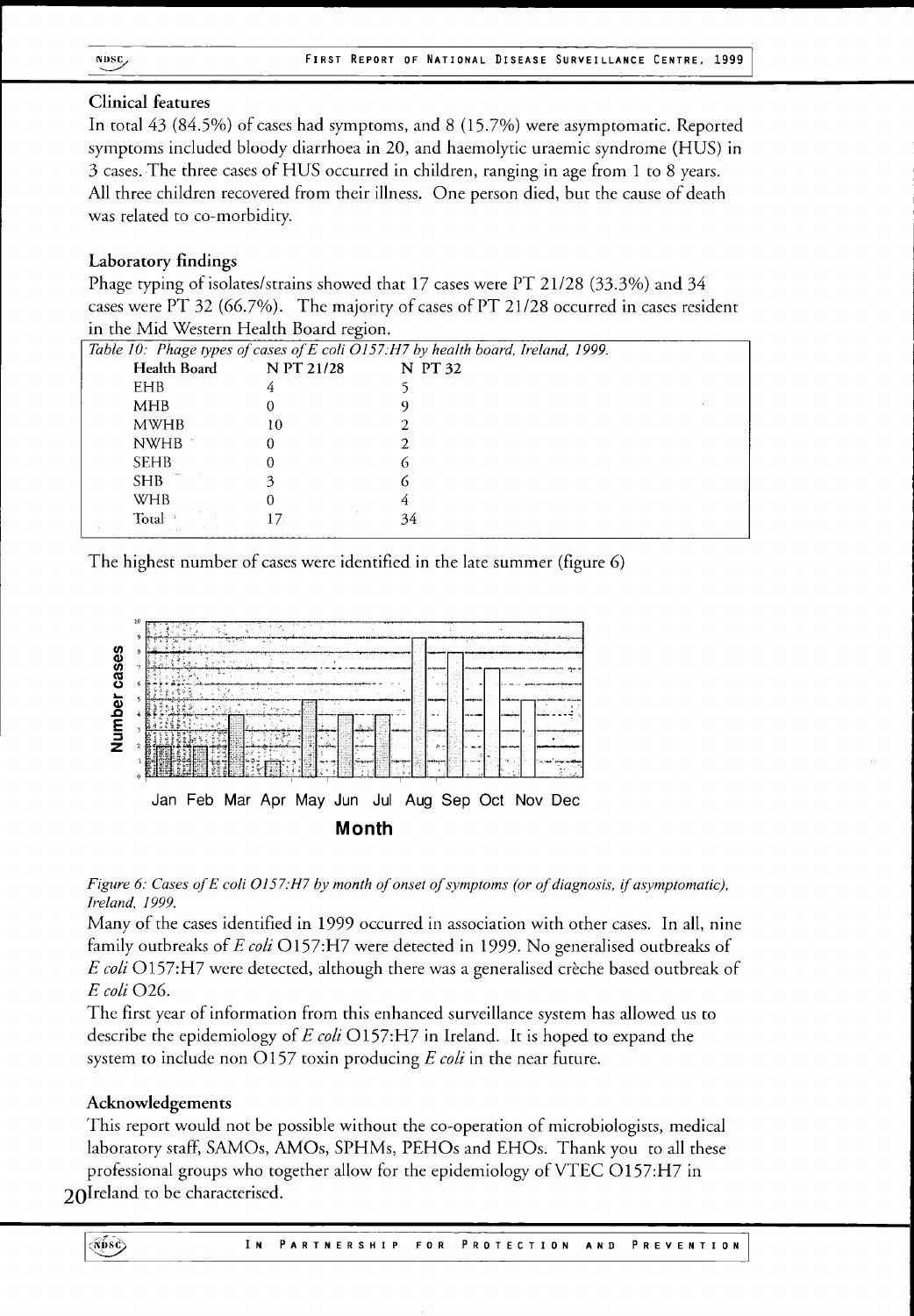### Clinical features

In total 43 (84.5%) of cases had symptoms, and 8 (15.7%) were asymptomatic. Reported symptoms included bloody diarrhoea in 20, and haemolytic uraemic syndrome (HUS) in 3 cases. The three cases of HUS occurred in children, ranging in age from 1 to 8 years. All three children recovered from their illness. One person died, but the cause of death was related to co-morbidity.

### Laboratory findings

Phage typing of isolates/strains showed that 17 cases were PT 21/28 (33.3%) and 34 cases were PT 32 (66.7%). The majority of cases of PT 21/28 occurred in cases resident in the Mid Western Health Board region.

*Table 10: Phage types of cases of E coli O157:H7 by health board, Ireland, 1999.*

| Health Board | N PT 21/28 | N PT 32 |
|---|---|---|
| EHB | 4 | 5 |
| MHB | 0 | 9 |
| MWHB | 10 | 2 |
| NWHB | 0 | 2 |
| SEHB | 0 | 6 |
| SHB | 3 | 6 |
| WHB | 0 | 4 |
| Total | 17 | 34 |

The highest number of cases were identified in the late summer (figure 6)

*Figure 6: Cases of E coli O157:H7 by month of onset of symptoms (or of diagnosis, if asymptomatic), Ireland, 1999.*

Many of the cases identified in 1999 occurred in association with other cases. In all, nine family outbreaks of *E coli* O157:H7 were detected in 1999. No generalised outbreaks of *E coli* O157:H7 were detected, although there was a generalised crèche based outbreak of *E coli* O26.

The first year of information from this enhanced surveillance system has allowed us to describe the epidemiology of *E coli* O157:H7 in Ireland. It is hoped to expand the system to include non O157 toxin producing *E coli* in the near future.

### Acknowledgements

This report would not be possible without the co-operation of microbiologists, medical laboratory staff, SAMOs, AMOs, SPHMs, PEHOs and EHOs. Thank you to all these professional groups who together allow for the epidemiology of VTEC O157:H7 in Ireland to be characterised.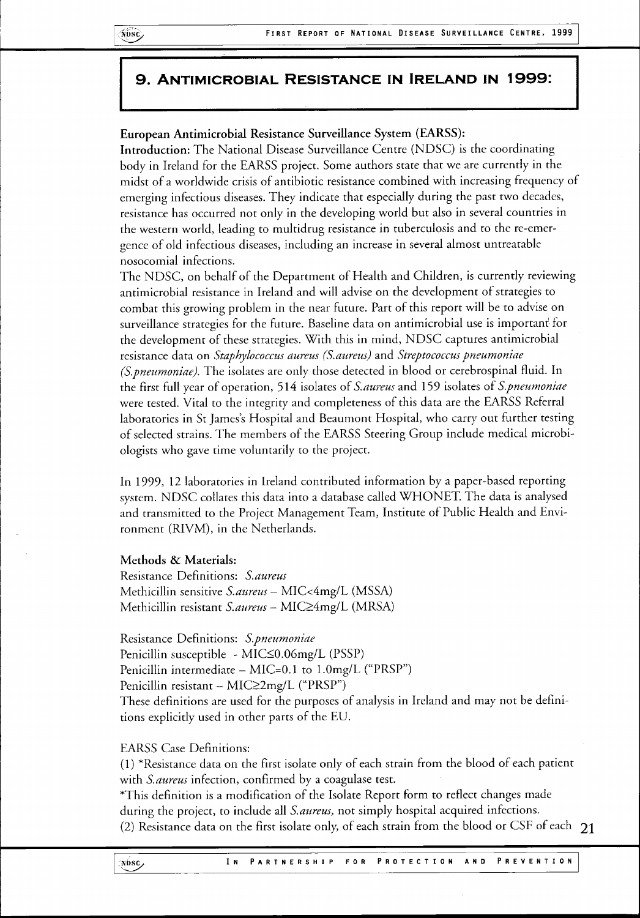## 9. Antimicrobial Resistance in Ireland in 1999:

**European Antimicrobial Resistance Surveillance System (EARSS):**

**Introduction:** The National Disease Surveillance Centre (NDSC) is the coordinating body in Ireland for the EARSS project. Some authors state that we are currently in the midst of a worldwide crisis of antibiotic resistance combined with increasing frequency of emerging infectious diseases. They indicate that especially during the past two decades, resistance has occurred not only in the developing world but also in several countries in the western world, leading to multidrug resistance in tuberculosis and to the re-emergence of old infectious diseases, including an increase in several almost untreatable nosocomial infections.

The NDSC, on behalf of the Department of Health and Children, is currently reviewing antimicrobial resistance in Ireland and will advise on the development of strategies to combat this growing problem in the near future. Part of this report will be to advise on surveillance strategies for the future. Baseline data on antimicrobial use is important for the development of these strategies. With this in mind, NDSC captures antimicrobial resistance data on *Staphylococcus aureus (S.aureus)* and *Streptococcus pneumoniae (S.pneumoniae).* The isolates are only those detected in blood or cerebrospinal fluid. In the first full year of operation, 514 isolates of *S.aureus* and 159 isolates of *S.pneumoniae* were tested. Vital to the integrity and completeness of this data are the EARSS Referral laboratories in St James's Hospital and Beaumont Hospital, who carry out further testing of selected strains. The members of the EARSS Steering Group include medical microbiologists who gave time voluntarily to the project.

In 1999, 12 laboratories in Ireland contributed information by a paper-based reporting system. NDSC collates this data into a database called WHONET. The data is analysed and transmitted to the Project Management Team, Institute of Public Health and Environment (RIVM), in the Netherlands.

**Methods & Materials:**

Resistance Definitions: *S.aureus*
Methicillin sensitive *S.aureus* – MIC<4mg/L (MSSA)
Methicillin resistant *S.aureus* – MIC≥4mg/L (MRSA)

Resistance Definitions: *S.pneumoniae*
Penicillin susceptible - MIC≤0.06mg/L (PSSP)
Penicillin intermediate – MIC=0.1 to 1.0mg/L ("PRSP")
Penicillin resistant – MIC≥2mg/L ("PRSP")
These definitions are used for the purposes of analysis in Ireland and may not be definitions explicitly used in other parts of the EU.

EARSS Case Definitions:

(1) *Resistance data on the first isolate only of each strain from the blood of each patient with *S.aureus* infection, confirmed by a coagulase test.

*This definition is a modification of the Isolate Report form to reflect changes made during the project, to include all *S.aureus*, not simply hospital acquired infections.

(2) Resistance data on the first isolate only, of each strain from the blood or CSF of each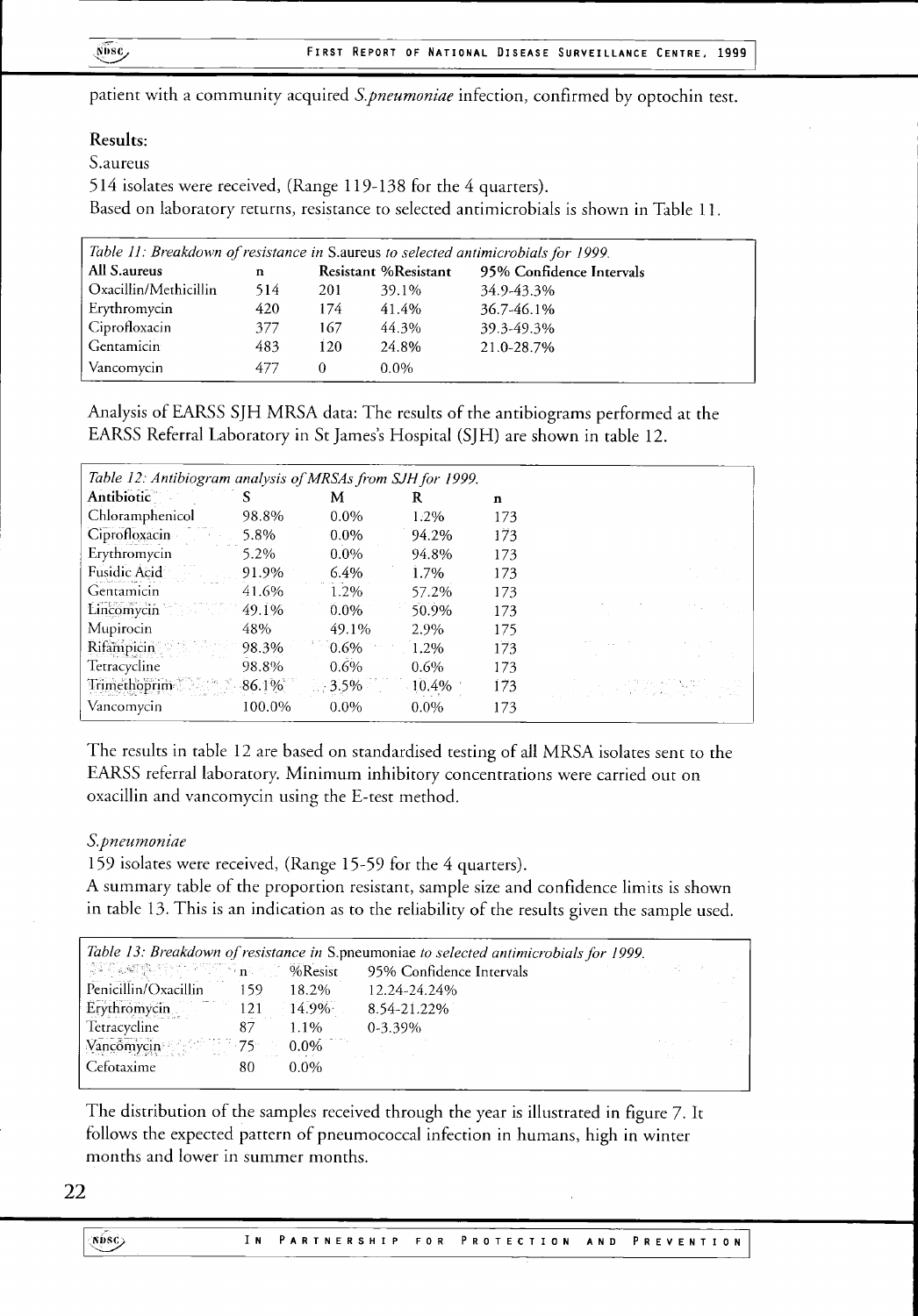patient with a community acquired *S.pneumoniae* infection, confirmed by optochin test.

**Results:**

S.aureus

514 isolates were received, (Range 119-138 for the 4 quarters).

Based on laboratory returns, resistance to selected antimicrobials is shown in Table 11.

*Table 11: Breakdown of resistance in* S.aureus *to selected antimicrobials for 1999.*

| All S.aureus | n | Resistant | %Resistant | 95% Confidence Intervals |
|---|---|---|---|---|
| Oxacillin/Methicillin | 514 | 201 | 39.1% | 34.9-43.3% |
| Erythromycin | 420 | 174 | 41.4% | 36.7-46.1% |
| Ciprofloxacin | 377 | 167 | 44.3% | 39.3-49.3% |
| Gentamicin | 483 | 120 | 24.8% | 21.0-28.7% |
| Vancomycin | 477 | 0 | 0.0% | |

Analysis of EARSS SJH MRSA data: The results of the antibiograms performed at the EARSS Referral Laboratory in St James's Hospital (SJH) are shown in table 12.

*Table 12: Antibiogram analysis of MRSAs from SJH for 1999.*

| Antibiotic | S | M | R | n |
|---|---|---|---|---|
| Chloramphenicol | 98.8% | 0.0% | 1.2% | 173 |
| Ciprofloxacin | 5.8% | 0.0% | 94.2% | 173 |
| Erythromycin | 5.2% | 0.0% | 94.8% | 173 |
| Fusidic Acid | 91.9% | 6.4% | 1.7% | 173 |
| Gentamicin | 41.6% | 1.2% | 57.2% | 173 |
| Lincomycin | 49.1% | 0.0% | 50.9% | 173 |
| Mupirocin | 48% | 49.1% | 2.9% | 175 |
| Rifampicin | 98.3% | 0.6% | 1.2% | 173 |
| Tetracycline | 98.8% | 0.6% | 0.6% | 173 |
| Trimethoprim | 86.1% | 3.5% | 10.4% | 173 |
| Vancomycin | 100.0% | 0.0% | 0.0% | 173 |

The results in table 12 are based on standardised testing of all MRSA isolates sent to the EARSS referral laboratory. Minimum inhibitory concentrations were carried out on oxacillin and vancomycin using the E-test method.

*S.pneumoniae*

159 isolates were received, (Range 15-59 for the 4 quarters).

A summary table of the proportion resistant, sample size and confidence limits is shown in table 13. This is an indication as to the reliability of the results given the sample used.

*Table 13: Breakdown of resistance in* S.pneumoniae *to selected antimicrobials for 1999.*

| | n | %Resist | 95% Confidence Intervals |
|---|---|---|---|
| Penicillin/Oxacillin | 159 | 18.2% | 12.24-24.24% |
| Erythromycin | 121 | 14.9% | 8.54-21.22% |
| Tetracycline | 87 | 1.1% | 0-3.39% |
| Vancomycin | 75 | 0.0% | |
| Cefotaxime | 80 | 0.0% | |

The distribution of the samples received through the year is illustrated in figure 7. It follows the expected pattern of pneumococcal infection in humans, high in winter months and lower in summer months.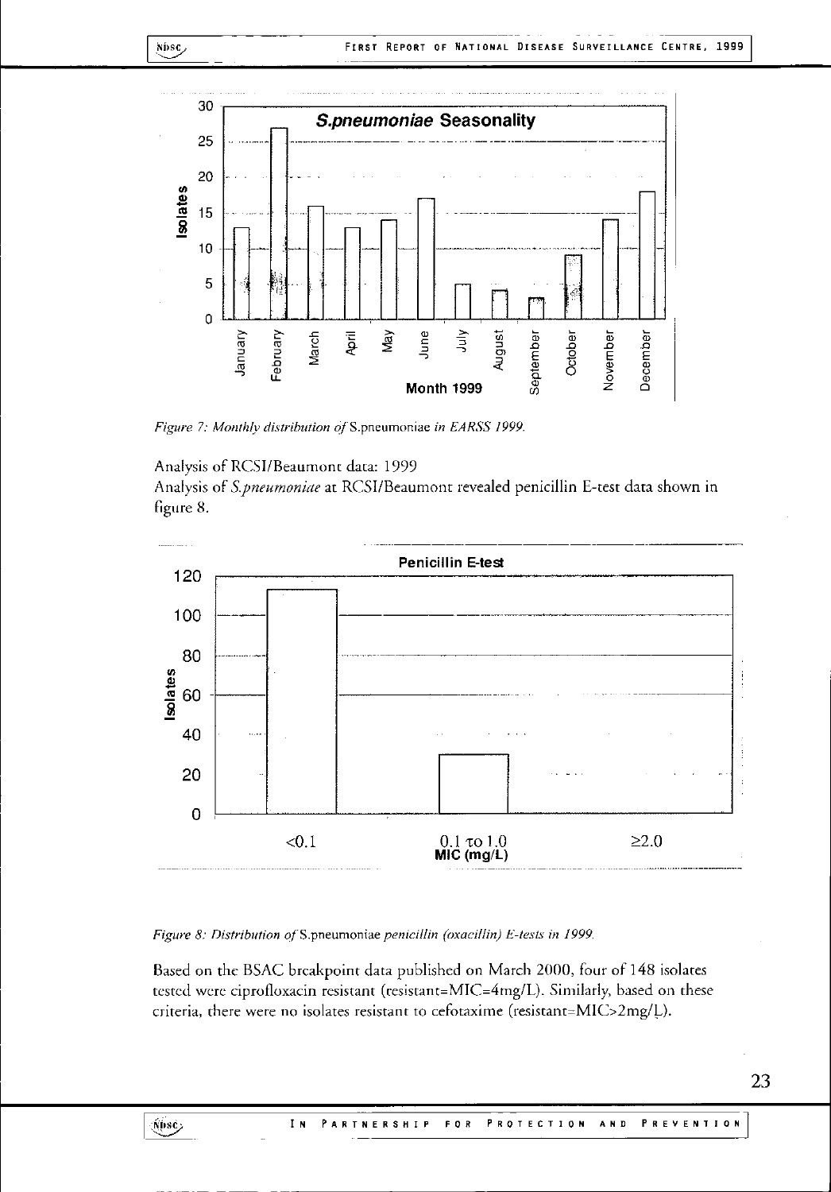*Figure 7: Monthly distribution of* S.pneumoniae *in EARSS 1999.*

Analysis of RCSI/Beaumont data: 1999

Analysis of *S.pneumoniae* at RCSI/Beaumont revealed penicillin E-test data shown in figure 8.

*Figure 8: Distribution of* S.pneumoniae *penicillin (oxacillin) E-tests in 1999.*

Based on the BSAC breakpoint data published on March 2000, four of 148 isolates tested were ciprofloxacin resistant (resistant=MIC=4mg/L). Similarly, based on these criteria, there were no isolates resistant to cefotaxime (resistant=MIC>2mg/L).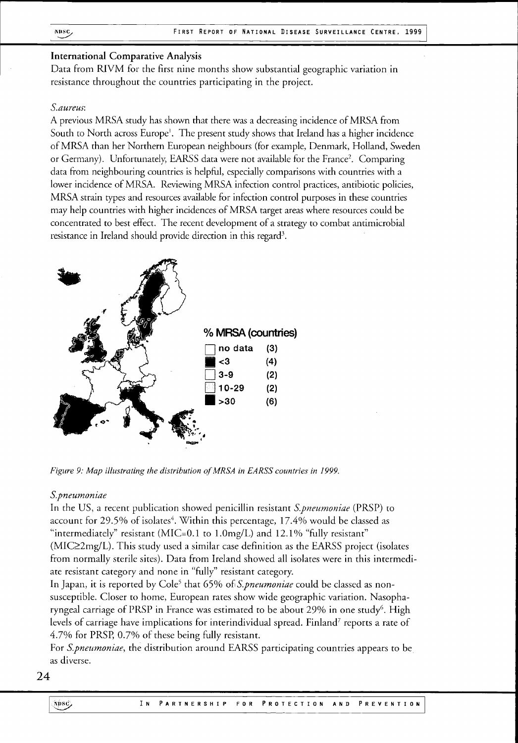## International Comparative Analysis

Data from RIVM for the first nine months show substantial geographic variation in resistance throughout the countries participating in the project.

*S.aureus*:

A previous MRSA study has shown that there was a decreasing incidence of MRSA from South to North across Europe[1]. The present study shows that Ireland has a higher incidence of MRSA than her Northern European neighbours (for example, Denmark, Holland, Sweden or Germany). Unfortunately, EARSS data were not available for the France[2]. Comparing data from neighbouring countries is helpful, especially comparisons with countries with a lower incidence of MRSA. Reviewing MRSA infection control practices, antibiotic policies, MRSA strain types and resources available for infection control purposes in these countries may help countries with higher incidences of MRSA target areas where resources could be concentrated to best effect. The recent development of a strategy to combat antimicrobial resistance in Ireland should provide direction in this regard[3].

**% MRSA (countries)**

| | |
|---|---|
| no data | (3) |
| <3 | (4) |
| 3-9 | (2) |
| 10-29 | (2) |
| >30 | (6) |

*Figure 9: Map illustrating the distribution of MRSA in EARSS countries in 1999.*

*S.pneumoniae*

In the US, a recent publication showed penicillin resistant *S.pneumoniae* (PRSP) to account for 29.5% of isolates[4]. Within this percentage, 17.4% would be classed as "intermediately" resistant (MIC=0.1 to 1.0mg/L) and 12.1% "fully resistant" (MIC≥2mg/L). This study used a similar case definition as the EARSS project (isolates from normally sterile sites). Data from Ireland showed all isolates were in this intermediate resistant category and none in "fully" resistant category.

In Japan, it is reported by Cole[5] that 65% of *S.pneumoniae* could be classed as non-susceptible. Closer to home, European rates show wide geographic variation. Nasopharyngeal carriage of PRSP in France was estimated to be about 29% in one study[6]. High levels of carriage have implications for interindividual spread. Finland[7] reports a rate of 4.7% for PRSP, 0.7% of these being fully resistant.

For *S.pneumoniae*, the distribution around EARSS participating countries appears to be as diverse.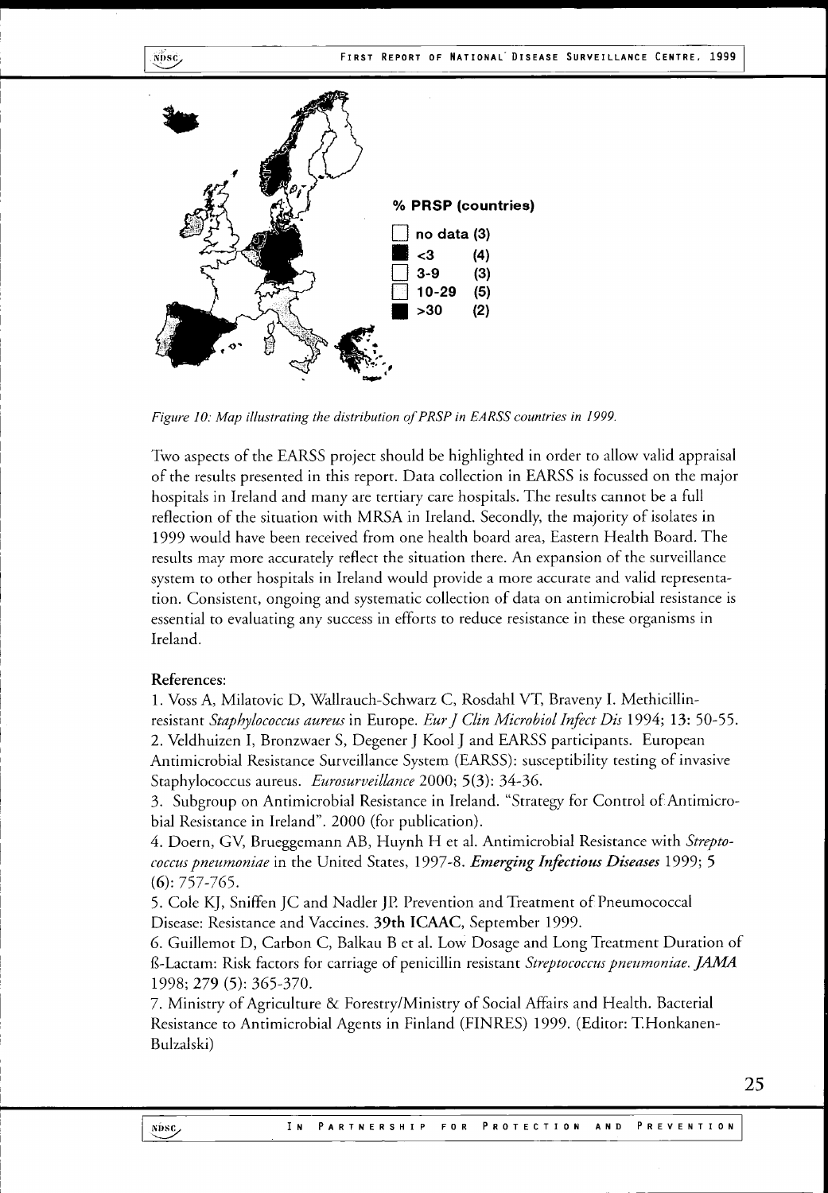% PRSP (countries)

- no data (3)
- <3 (4)
- 3-9 (3)
- 10-29 (5)
- >30 (2)

*Figure 10: Map illustrating the distribution of PRSP in EARSS countries in 1999.*

Two aspects of the EARSS project should be highlighted in order to allow valid appraisal of the results presented in this report. Data collection in EARSS is focussed on the major hospitals in Ireland and many are tertiary care hospitals. The results cannot be a full reflection of the situation with MRSA in Ireland. Secondly, the majority of isolates in 1999 would have been received from one health board area, Eastern Health Board. The results may more accurately reflect the situation there. An expansion of the surveillance system to other hospitals in Ireland would provide a more accurate and valid representation. Consistent, ongoing and systematic collection of data on antimicrobial resistance is essential to evaluating any success in efforts to reduce resistance in these organisms in Ireland.

**References:**

1. Voss A, Milatovic D, Wallrauch-Schwarz C, Rosdahl VT, Braveny I. Methicillin-resistant *Staphylococcus aureus* in Europe. *Eur J Clin Microbiol Infect Dis* 1994; **13**: 50-55.
2. Veldhuizen I, Bronzwaer S, Degener J Kool J and EARSS participants. European Antimicrobial Resistance Surveillance System (EARSS): susceptibility testing of invasive Staphylococcus aureus. *Eurosurveillance* 2000; **5(3)**: 34-36.
3. Subgroup on Antimicrobial Resistance in Ireland. "Strategy for Control of Antimicrobial Resistance in Ireland". 2000 (for publication).
4. Doern, GV, Brueggemann AB, Huynh H et al. Antimicrobial Resistance with *Streptococcus pneumoniae* in the United States, 1997-8. ***Emerging Infectious Diseases*** 1999; **5 (6)**: 757-765.
5. Cole KJ, Sniffen JC and Nadler JP. Prevention and Treatment of Pneumococcal Disease: Resistance and Vaccines. **39th ICAAC**, September 1999.
6. Guillemot D, Carbon C, Balkau B et al. Low Dosage and Long Treatment Duration of ß-Lactam: Risk factors for carriage of penicillin resistant *Streptococcus pneumoniae*. ***JAMA*** 1998; **279 (5)**: 365-370.
7. Ministry of Agriculture & Forestry/Ministry of Social Affairs and Health. Bacterial Resistance to Antimicrobial Agents in Finland (FINRES) 1999. (Editor: T.Honkanen-Bulzalski)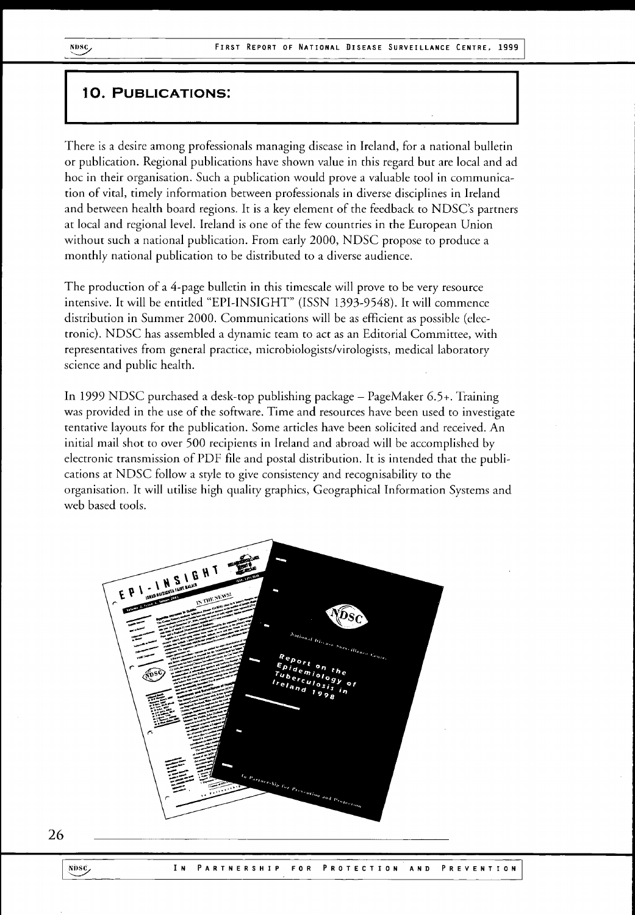# 10. Publications:

There is a desire among professionals managing disease in Ireland, for a national bulletin or publication. Regional publications have shown value in this regard but are local and ad hoc in their organisation. Such a publication would prove a valuable tool in communication of vital, timely information between professionals in diverse disciplines in Ireland and between health board regions. It is a key element of the feedback to NDSC's partners at local and regional level. Ireland is one of the few countries in the European Union without such a national publication. From early 2000, NDSC propose to produce a monthly national publication to be distributed to a diverse audience.

The production of a 4-page bulletin in this timescale will prove to be very resource intensive. It will be entitled "EPI-INSIGHT" (ISSN 1393-9548). It will commence distribution in Summer 2000. Communications will be as efficient as possible (electronic). NDSC has assembled a dynamic team to act as an Editorial Committee, with representatives from general practice, microbiologists/virologists, medical laboratory science and public health.

In 1999 NDSC purchased a desk-top publishing package – PageMaker 6.5+. Training was provided in the use of the software. Time and resources have been used to investigate tentative layouts for the publication. Some articles have been solicited and received. An initial mail shot to over 500 recipients in Ireland and abroad will be accomplished by electronic transmission of PDF file and postal distribution. It is intended that the publications at NDSC follow a style to give consistency and recognisability to the organisation. It will utilise high quality graphics, Geographical Information Systems and web based tools.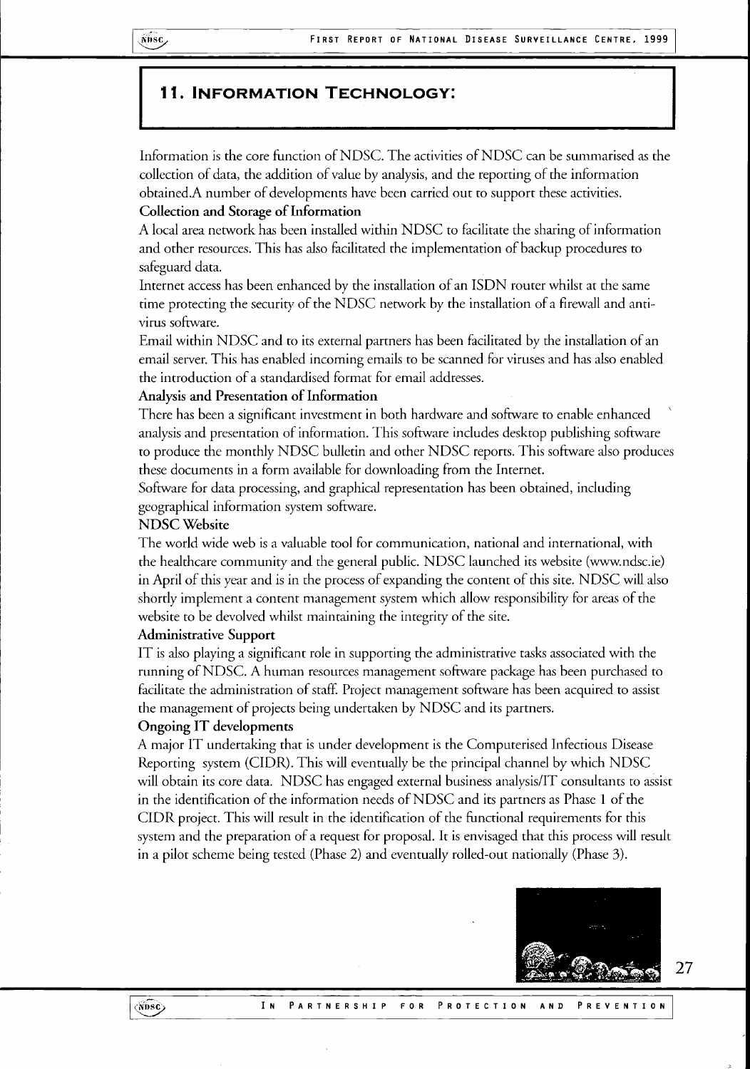## 11. Information Technology:

Information is the core function of NDSC. The activities of NDSC can be summarised as the collection of data, the addition of value by analysis, and the reporting of the information obtained.A number of developments have been carried out to support these activities.

**Collection and Storage of Information**

A local area network has been installed within NDSC to facilitate the sharing of information and other resources. This has also facilitated the implementation of backup procedures to safeguard data.

Internet access has been enhanced by the installation of an ISDN router whilst at the same time protecting the security of the NDSC network by the installation of a firewall and anti-virus software.

Email within NDSC and to its external partners has been facilitated by the installation of an email server. This has enabled incoming emails to be scanned for viruses and has also enabled the introduction of a standardised format for email addresses.

**Analysis and Presentation of Information**

There has been a significant investment in both hardware and software to enable enhanced analysis and presentation of information. This software includes desktop publishing software to produce the monthly NDSC bulletin and other NDSC reports. This software also produces these documents in a form available for downloading from the Internet.

Software for data processing, and graphical representation has been obtained, including geographical information system software.

**NDSC Website**

The world wide web is a valuable tool for communication, national and international, with the healthcare community and the general public. NDSC launched its website (www.ndsc.ie) in April of this year and is in the process of expanding the content of this site. NDSC will also shortly implement a content management system which allow responsibility for areas of the website to be devolved whilst maintaining the integrity of the site.

**Administrative Support**

IT is also playing a significant role in supporting the administrative tasks associated with the running of NDSC. A human resources management software package has been purchased to facilitate the administration of staff. Project management software has been acquired to assist the management of projects being undertaken by NDSC and its partners.

**Ongoing IT developments**

A major IT undertaking that is under development is the Computerised Infectious Disease Reporting system (CIDR). This will eventually be the principal channel by which NDSC will obtain its core data. NDSC has engaged external business analysis/IT consultants to assist in the identification of the information needs of NDSC and its partners as Phase 1 of the CIDR project. This will result in the identification of the functional requirements for this system and the preparation of a request for proposal. It is envisaged that this process will result in a pilot scheme being tested (Phase 2) and eventually rolled-out nationally (Phase 3).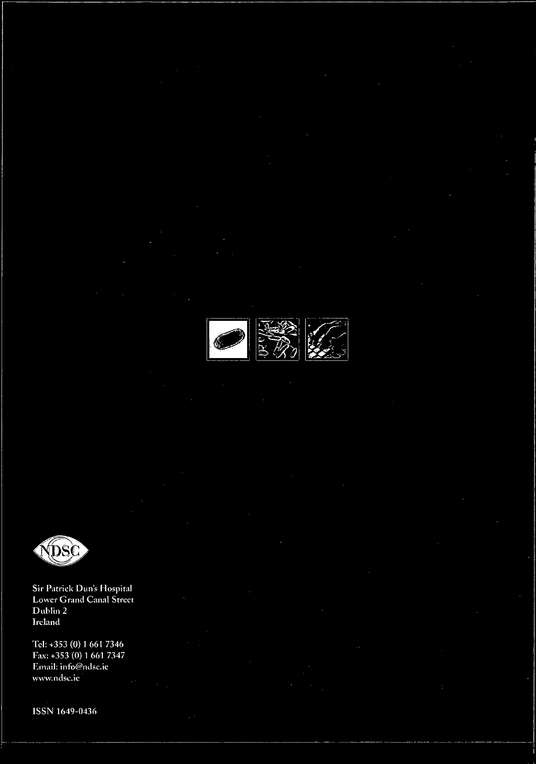NDSC

Sir Patrick Dun's Hospital
Lower Grand Canal Street
Dublin 2
Ireland

Tel: +353 (0) 1 661 7346
Fax: +353 (0) 1 661 7347
Email: info@ndsc.ie
www.ndsc.ie

ISSN 1649-0436